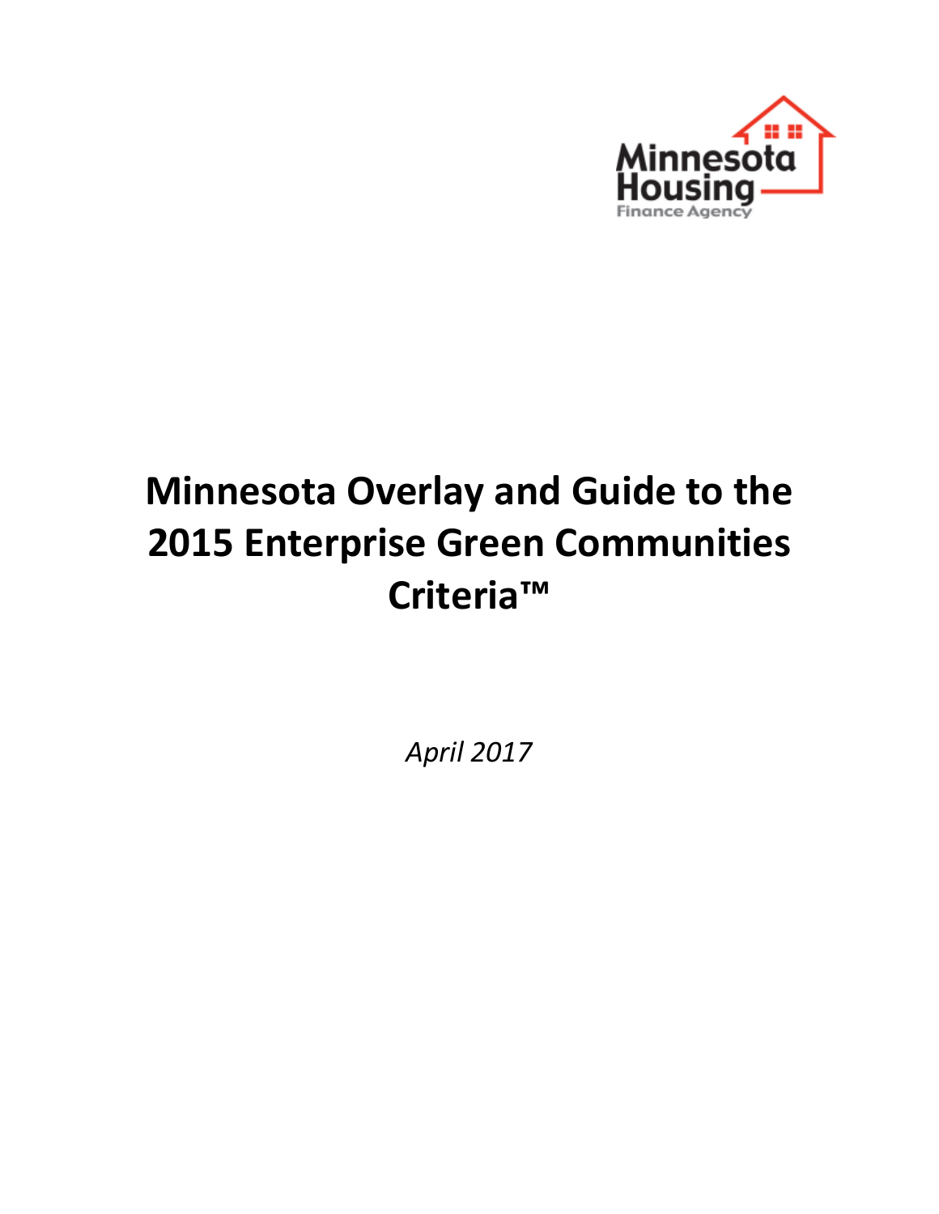Minnesota Housing

Finance Agency

# Minnesota Overlay and Guide to the 2015 Enterprise Green Communities Criteria™

*April 2017*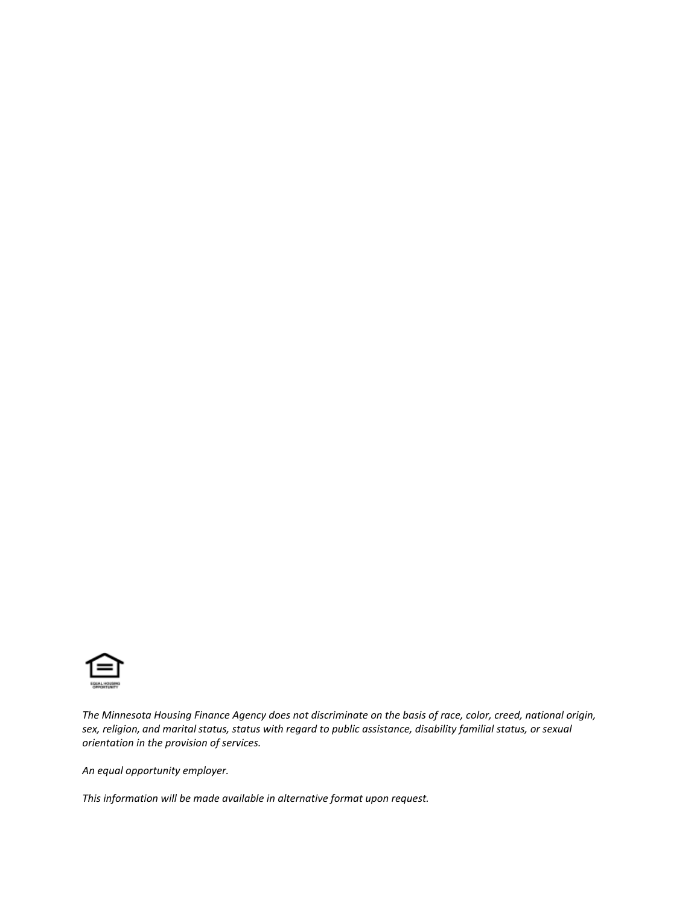*The Minnesota Housing Finance Agency does not discriminate on the basis of race, color, creed, national origin, sex, religion, and marital status, status with regard to public assistance, disability familial status, or sexual orientation in the provision of services.*

*An equal opportunity employer.*

*This information will be made available in alternative format upon request.*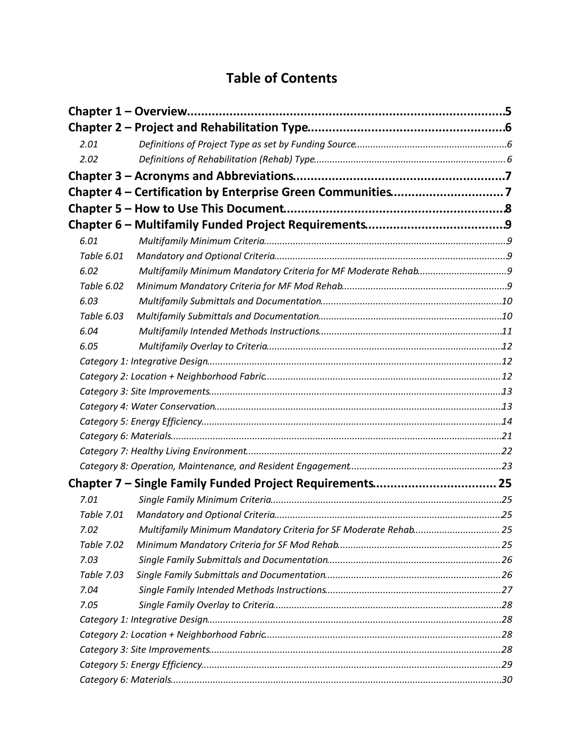# Table of Contents

**Chapter 1 – Overview** ........................................ 5

**Chapter 2 – Project and Rehabilitation Type** ........................................ 6

*2.01 Definitions of Project Type as set by Funding Source* ........................................ 6

*2.02 Definitions of Rehabilitation (Rehab) Type* ........................................ 6

**Chapter 3 – Acronyms and Abbreviations** ........................................ 7

**Chapter 4 – Certification by Enterprise Green Communities** ........................................ 7

**Chapter 5 – How to Use This Document** ........................................ 8

**Chapter 6 – Multifamily Funded Project Requirements** ........................................ 9

*6.01 Multifamily Minimum Criteria* ........................................ 9

*Table 6.01 Mandatory and Optional Criteria* ........................................ 9

*6.02 Multifamily Minimum Mandatory Criteria for MF Moderate Rehab* ........................................ 9

*Table 6.02 Minimum Mandatory Criteria for MF Mod Rehab* ........................................ 9

*6.03 Multifamily Submittals and Documentation* ........................................ 10

*Table 6.03 Multifamily Submittals and Documentation* ........................................ 10

*6.04 Multifamily Intended Methods Instructions* ........................................ 11

*6.05 Multifamily Overlay to Criteria* ........................................ 12

*Category 1: Integrative Design* ........................................ 12

*Category 2: Location + Neighborhood Fabric* ........................................ 12

*Category 3: Site Improvements* ........................................ 13

*Category 4: Water Conservation* ........................................ 13

*Category 5: Energy Efficiency* ........................................ 14

*Category 6: Materials* ........................................ 21

*Category 7: Healthy Living Environment* ........................................ 22

*Category 8: Operation, Maintenance, and Resident Engagement* ........................................ 23

**Chapter 7 – Single Family Funded Project Requirements** ........................................ 25

*7.01 Single Family Minimum Criteria* ........................................ 25

*Table 7.01 Mandatory and Optional Criteria* ........................................ 25

*7.02 Multifamily Minimum Mandatory Criteria for SF Moderate Rehab* ........................................ 25

*Table 7.02 Minimum Mandatory Criteria for SF Mod Rehab* ........................................ 25

*7.03 Single Family Submittals and Documentation* ........................................ 26

*Table 7.03 Single Family Submittals and Documentation* ........................................ 26

*7.04 Single Family Intended Methods Instructions* ........................................ 27

*7.05 Single Family Overlay to Criteria* ........................................ 28

*Category 1: Integrative Design* ........................................ 28

*Category 2: Location + Neighborhood Fabric* ........................................ 28

*Category 3: Site Improvements* ........................................ 28

*Category 5: Energy Efficiency* ........................................ 29

*Category 6: Materials* ........................................ 30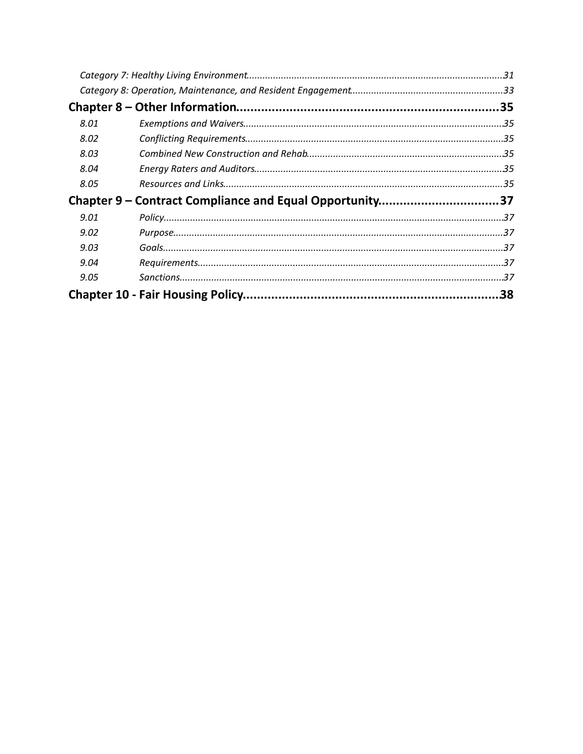*Category 7: Healthy Living Environment* ........ 31

*Category 8: Operation, Maintenance, and Resident Engagement* ........ 33

**Chapter 8 – Other Information** ........ 35

*8.01 Exemptions and Waivers* ........ 35

*8.02 Conflicting Requirements* ........ 35

*8.03 Combined New Construction and Rehab* ........ 35

*8.04 Energy Raters and Auditors* ........ 35

*8.05 Resources and Links* ........ 35

**Chapter 9 – Contract Compliance and Equal Opportunity** ........ 37

*9.01 Policy* ........ 37

*9.02 Purpose* ........ 37

*9.03 Goals* ........ 37

*9.04 Requirements* ........ 37

*9.05 Sanctions* ........ 37

**Chapter 10 - Fair Housing Policy** ........ 38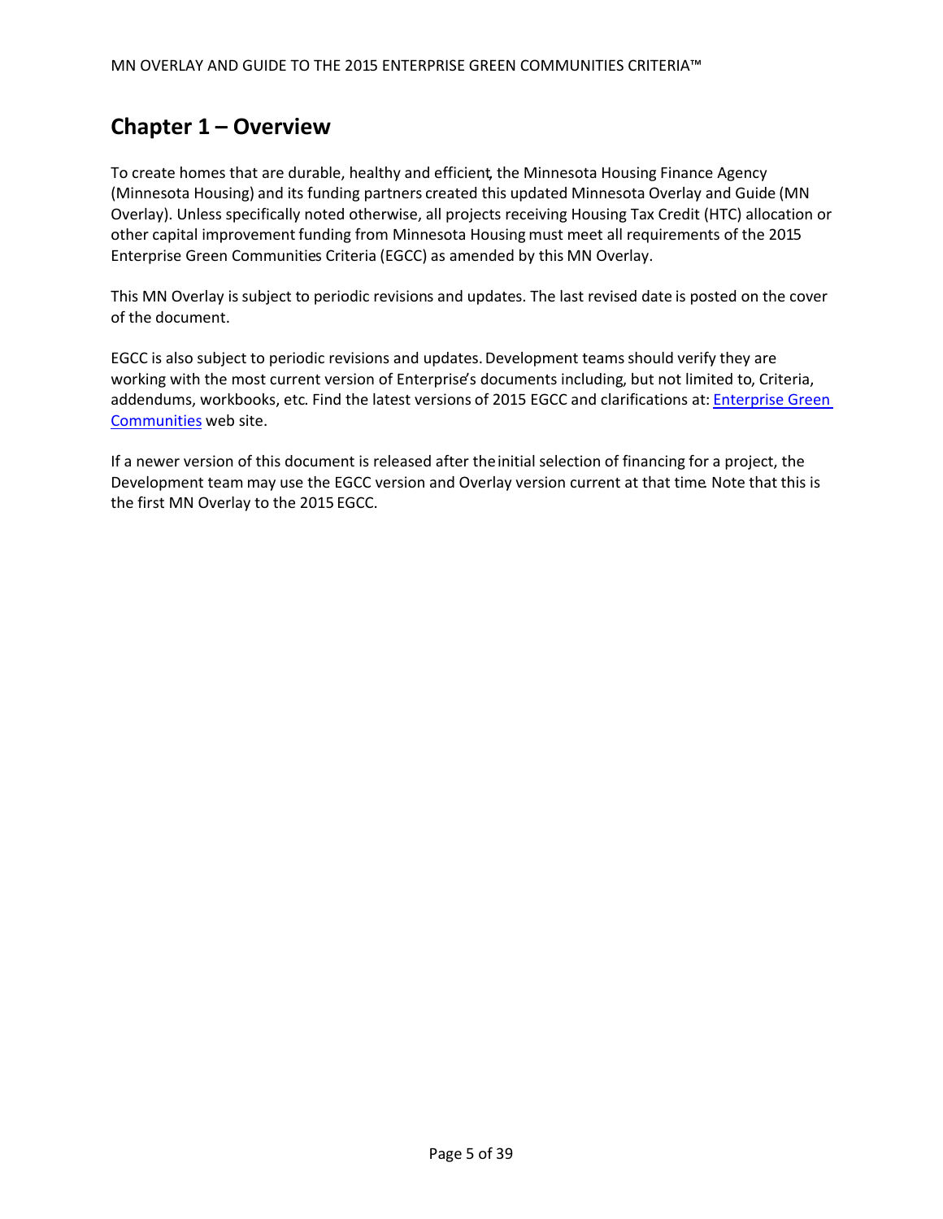# Chapter 1 – Overview

To create homes that are durable, healthy and efficient, the Minnesota Housing Finance Agency (Minnesota Housing) and its funding partners created this updated Minnesota Overlay and Guide (MN Overlay). Unless specifically noted otherwise, all projects receiving Housing Tax Credit (HTC) allocation or other capital improvement funding from Minnesota Housing must meet all requirements of the 2015 Enterprise Green Communities Criteria (EGCC) as amended by this MN Overlay.

This MN Overlay is subject to periodic revisions and updates. The last revised date is posted on the cover of the document.

EGCC is also subject to periodic revisions and updates. Development teams should verify they are working with the most current version of Enterprise's documents including, but not limited to, Criteria, addendums, workbooks, etc. Find the latest versions of 2015 EGCC and clarifications at: Enterprise Green Communities web site.

If a newer version of this document is released after the initial selection of financing for a project, the Development team may use the EGCC version and Overlay version current at that time. Note that this is the first MN Overlay to the 2015 EGCC.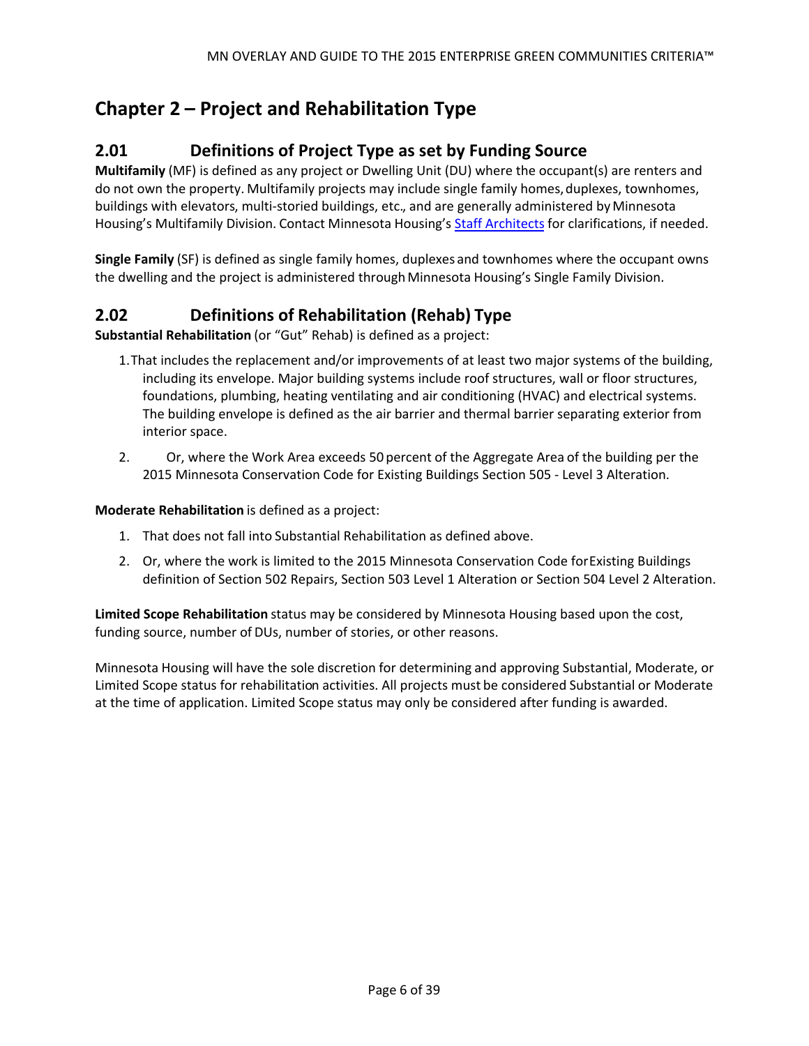# Chapter 2 – Project and Rehabilitation Type

## 2.01 Definitions of Project Type as set by Funding Source

**Multifamily** (MF) is defined as any project or Dwelling Unit (DU) where the occupant(s) are renters and do not own the property. Multifamily projects may include single family homes, duplexes, townhomes, buildings with elevators, multi-storied buildings, etc., and are generally administered by Minnesota Housing's Multifamily Division. Contact Minnesota Housing's Staff Architects for clarifications, if needed.

**Single Family** (SF) is defined as single family homes, duplexes and townhomes where the occupant owns the dwelling and the project is administered through Minnesota Housing's Single Family Division.

## 2.02 Definitions of Rehabilitation (Rehab) Type

**Substantial Rehabilitation** (or "Gut" Rehab) is defined as a project:

1. That includes the replacement and/or improvements of at least two major systems of the building, including its envelope. Major building systems include roof structures, wall or floor structures, foundations, plumbing, heating ventilating and air conditioning (HVAC) and electrical systems. The building envelope is defined as the air barrier and thermal barrier separating exterior from interior space.
2. Or, where the Work Area exceeds 50 percent of the Aggregate Area of the building per the 2015 Minnesota Conservation Code for Existing Buildings Section 505 - Level 3 Alteration.

**Moderate Rehabilitation** is defined as a project:

1. That does not fall into Substantial Rehabilitation as defined above.
2. Or, where the work is limited to the 2015 Minnesota Conservation Code for Existing Buildings definition of Section 502 Repairs, Section 503 Level 1 Alteration or Section 504 Level 2 Alteration.

**Limited Scope Rehabilitation** status may be considered by Minnesota Housing based upon the cost, funding source, number of DUs, number of stories, or other reasons.

Minnesota Housing will have the sole discretion for determining and approving Substantial, Moderate, or Limited Scope status for rehabilitation activities. All projects must be considered Substantial or Moderate at the time of application. Limited Scope status may only be considered after funding is awarded.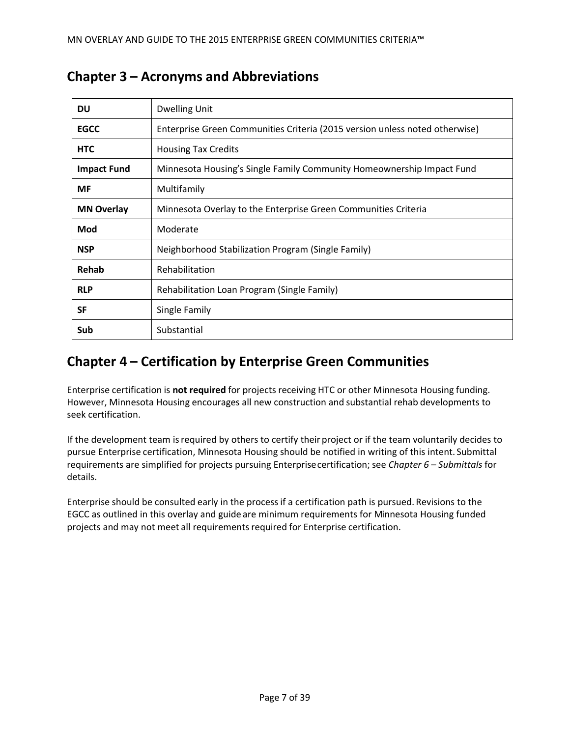## Chapter 3 – Acronyms and Abbreviations

| | |
|---|---|
| **DU** | Dwelling Unit |
| **EGCC** | Enterprise Green Communities Criteria (2015 version unless noted otherwise) |
| **HTC** | Housing Tax Credits |
| **Impact Fund** | Minnesota Housing's Single Family Community Homeownership Impact Fund |
| **MF** | Multifamily |
| **MN Overlay** | Minnesota Overlay to the Enterprise Green Communities Criteria |
| **Mod** | Moderate |
| **NSP** | Neighborhood Stabilization Program (Single Family) |
| **Rehab** | Rehabilitation |
| **RLP** | Rehabilitation Loan Program (Single Family) |
| **SF** | Single Family |
| **Sub** | Substantial |

## Chapter 4 – Certification by Enterprise Green Communities

Enterprise certification is **not required** for projects receiving HTC or other Minnesota Housing funding. However, Minnesota Housing encourages all new construction and substantial rehab developments to seek certification.

If the development team is required by others to certify their project or if the team voluntarily decides to pursue Enterprise certification, Minnesota Housing should be notified in writing of this intent. Submittal requirements are simplified for projects pursuing Enterprise certification; see *Chapter 6 – Submittals* for details.

Enterprise should be consulted early in the process if a certification path is pursued. Revisions to the EGCC as outlined in this overlay and guide are minimum requirements for Minnesota Housing funded projects and may not meet all requirements required for Enterprise certification.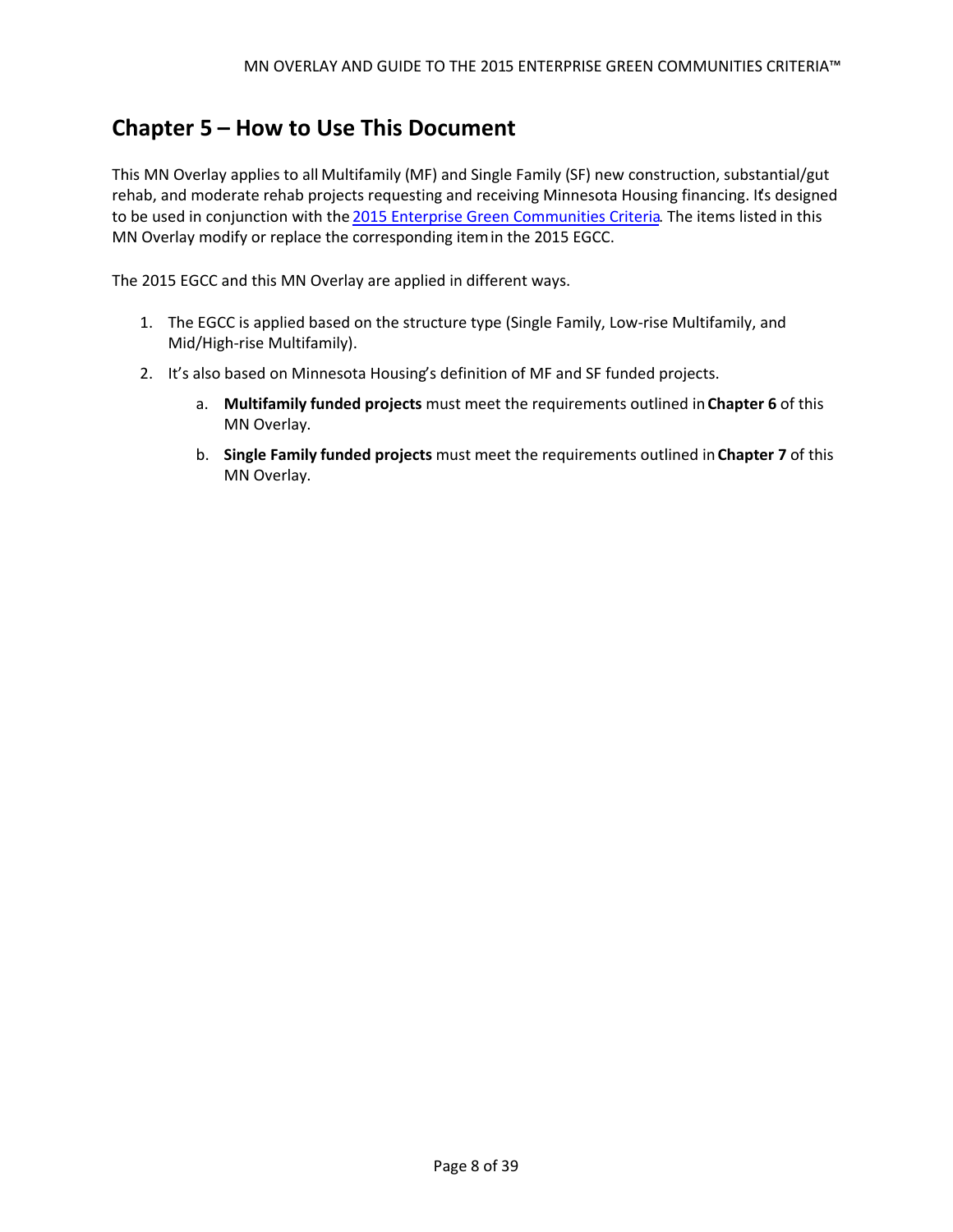## Chapter 5 – How to Use This Document

This MN Overlay applies to all Multifamily (MF) and Single Family (SF) new construction, substantial/gut rehab, and moderate rehab projects requesting and receiving Minnesota Housing financing. It's designed to be used in conjunction with the 2015 Enterprise Green Communities Criteria. The items listed in this MN Overlay modify or replace the corresponding item in the 2015 EGCC.

The 2015 EGCC and this MN Overlay are applied in different ways.

1. The EGCC is applied based on the structure type (Single Family, Low-rise Multifamily, and Mid/High-rise Multifamily).
2. It's also based on Minnesota Housing's definition of MF and SF funded projects.
   a. **Multifamily funded projects** must meet the requirements outlined in **Chapter 6** of this MN Overlay.
   b. **Single Family funded projects** must meet the requirements outlined in **Chapter 7** of this MN Overlay.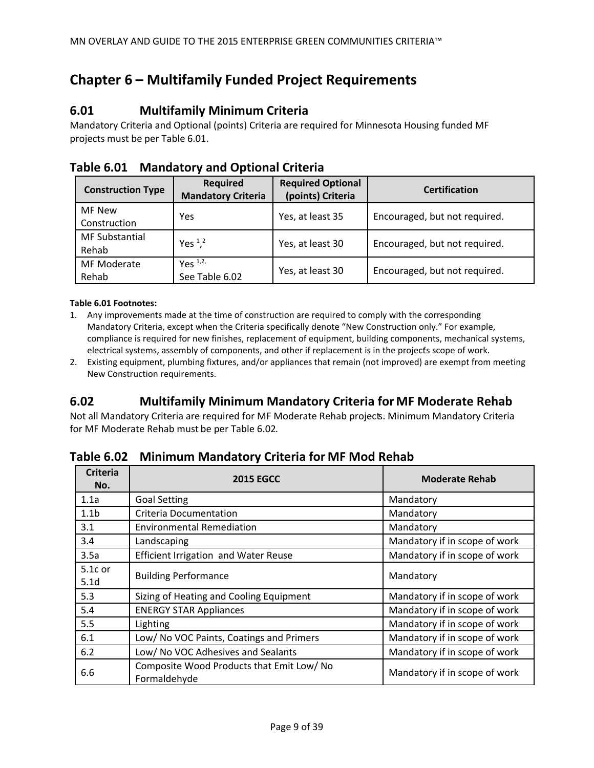# Chapter 6 – Multifamily Funded Project Requirements

## 6.01 Multifamily Minimum Criteria

Mandatory Criteria and Optional (points) Criteria are required for Minnesota Housing funded MF projects must be per Table 6.01.

### Table 6.01 Mandatory and Optional Criteria

| Construction Type | Required Mandatory Criteria | Required Optional (points) Criteria | Certification |
|---|---|---|---|
| MF New Construction | Yes | Yes, at least 35 | Encouraged, but not required. |
| MF Substantial Rehab | Yes [1,2] | Yes, at least 30 | Encouraged, but not required. |
| MF Moderate Rehab | Yes [1,2], See Table 6.02 | Yes, at least 30 | Encouraged, but not required. |

**Table 6.01 Footnotes:**

1. Any improvements made at the time of construction are required to comply with the corresponding Mandatory Criteria, except when the Criteria specifically denote "New Construction only." For example, compliance is required for new finishes, replacement of equipment, building components, mechanical systems, electrical systems, assembly of components, and other if replacement is in the project's scope of work.
2. Existing equipment, plumbing fixtures, and/or appliances that remain (not improved) are exempt from meeting New Construction requirements.

## 6.02 Multifamily Minimum Mandatory Criteria for MF Moderate Rehab

Not all Mandatory Criteria are required for MF Moderate Rehab projects. Minimum Mandatory Criteria for MF Moderate Rehab must be per Table 6.02.

### Table 6.02 Minimum Mandatory Criteria for MF Mod Rehab

| Criteria No. | 2015 EGCC | Moderate Rehab |
|---|---|---|
| 1.1a | Goal Setting | Mandatory |
| 1.1b | Criteria Documentation | Mandatory |
| 3.1 | Environmental Remediation | Mandatory |
| 3.4 | Landscaping | Mandatory if in scope of work |
| 3.5a | Efficient Irrigation and Water Reuse | Mandatory if in scope of work |
| 5.1c or 5.1d | Building Performance | Mandatory |
| 5.3 | Sizing of Heating and Cooling Equipment | Mandatory if in scope of work |
| 5.4 | ENERGY STAR Appliances | Mandatory if in scope of work |
| 5.5 | Lighting | Mandatory if in scope of work |
| 6.1 | Low/ No VOC Paints, Coatings and Primers | Mandatory if in scope of work |
| 6.2 | Low/ No VOC Adhesives and Sealants | Mandatory if in scope of work |
| 6.6 | Composite Wood Products that Emit Low/ No Formaldehyde | Mandatory if in scope of work |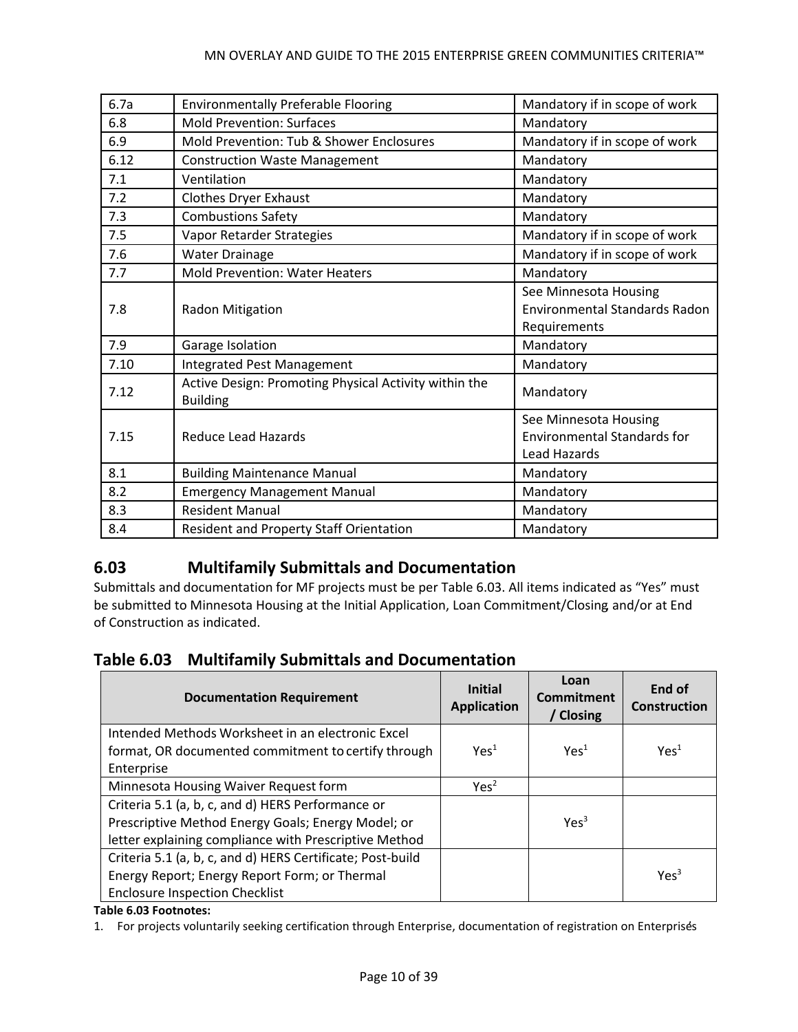| | | |
|---|---|---|
| 6.7a | Environmentally Preferable Flooring | Mandatory if in scope of work |
| 6.8 | Mold Prevention: Surfaces | Mandatory |
| 6.9 | Mold Prevention: Tub & Shower Enclosures | Mandatory if in scope of work |
| 6.12 | Construction Waste Management | Mandatory |
| 7.1 | Ventilation | Mandatory |
| 7.2 | Clothes Dryer Exhaust | Mandatory |
| 7.3 | Combustions Safety | Mandatory |
| 7.5 | Vapor Retarder Strategies | Mandatory if in scope of work |
| 7.6 | Water Drainage | Mandatory if in scope of work |
| 7.7 | Mold Prevention: Water Heaters | Mandatory |
| 7.8 | Radon Mitigation | See Minnesota Housing Environmental Standards Radon Requirements |
| 7.9 | Garage Isolation | Mandatory |
| 7.10 | Integrated Pest Management | Mandatory |
| 7.12 | Active Design: Promoting Physical Activity within the Building | Mandatory |
| 7.15 | Reduce Lead Hazards | See Minnesota Housing Environmental Standards for Lead Hazards |
| 8.1 | Building Maintenance Manual | Mandatory |
| 8.2 | Emergency Management Manual | Mandatory |
| 8.3 | Resident Manual | Mandatory |
| 8.4 | Resident and Property Staff Orientation | Mandatory |

## 6.03 Multifamily Submittals and Documentation

Submittals and documentation for MF projects must be per Table 6.03. All items indicated as "Yes" must be submitted to Minnesota Housing at the Initial Application, Loan Commitment/Closing and/or at End of Construction as indicated.

## Table 6.03 Multifamily Submittals and Documentation

| Documentation Requirement | Initial Application | Loan Commitment / Closing | End of Construction |
|---|---|---|---|
| Intended Methods Worksheet in an electronic Excel format, OR documented commitment to certify through Enterprise | Yes[1] | Yes[1] | Yes[1] |
| Minnesota Housing Waiver Request form | Yes[2] | | |
| Criteria 5.1 (a, b, c, and d) HERS Performance or Prescriptive Method Energy Goals; Energy Model; or letter explaining compliance with Prescriptive Method | | Yes[3] | |
| Criteria 5.1 (a, b, c, and d) HERS Certificate; Post-build Energy Report; Energy Report Form; or Thermal Enclosure Inspection Checklist | | | Yes[3] |

**Table 6.03 Footnotes:**

1. For projects voluntarily seeking certification through Enterprise, documentation of registration on Enterprise's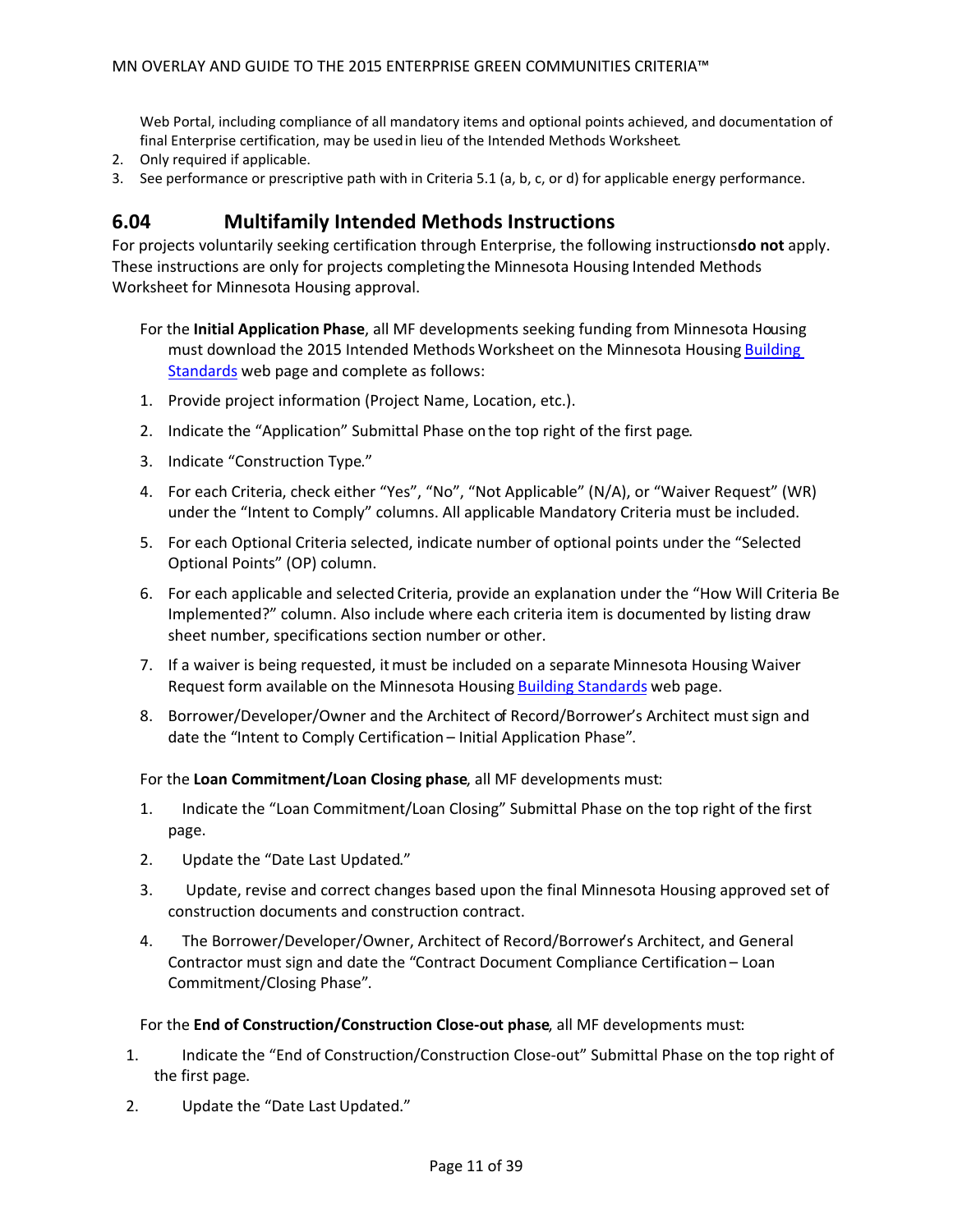Web Portal, including compliance of all mandatory items and optional points achieved, and documentation of final Enterprise certification, may be used in lieu of the Intended Methods Worksheet.

2. Only required if applicable.
3. See performance or prescriptive path with in Criteria 5.1 (a, b, c, or d) for applicable energy performance.

## 6.04 Multifamily Intended Methods Instructions

For projects voluntarily seeking certification through Enterprise, the following instructions **do not** apply. These instructions are only for projects completing the Minnesota Housing Intended Methods Worksheet for Minnesota Housing approval.

For the **Initial Application Phase**, all MF developments seeking funding from Minnesota Housing must download the 2015 Intended Methods Worksheet on the Minnesota Housing Building Standards web page and complete as follows:

1. Provide project information (Project Name, Location, etc.).
2. Indicate the "Application" Submittal Phase on the top right of the first page.
3. Indicate "Construction Type."
4. For each Criteria, check either "Yes", "No", "Not Applicable" (N/A), or "Waiver Request" (WR) under the "Intent to Comply" columns. All applicable Mandatory Criteria must be included.
5. For each Optional Criteria selected, indicate number of optional points under the "Selected Optional Points" (OP) column.
6. For each applicable and selected Criteria, provide an explanation under the "How Will Criteria Be Implemented?" column. Also include where each criteria item is documented by listing draw sheet number, specifications section number or other.
7. If a waiver is being requested, it must be included on a separate Minnesota Housing Waiver Request form available on the Minnesota Housing Building Standards web page.
8. Borrower/Developer/Owner and the Architect of Record/Borrower's Architect must sign and date the "Intent to Comply Certification – Initial Application Phase".

For the **Loan Commitment/Loan Closing phase**, all MF developments must:

1. Indicate the "Loan Commitment/Loan Closing" Submittal Phase on the top right of the first page.
2. Update the "Date Last Updated."
3. Update, revise and correct changes based upon the final Minnesota Housing approved set of construction documents and construction contract.
4. The Borrower/Developer/Owner, Architect of Record/Borrower's Architect, and General Contractor must sign and date the "Contract Document Compliance Certification – Loan Commitment/Closing Phase".

For the **End of Construction/Construction Close-out phase**, all MF developments must:

1. Indicate the "End of Construction/Construction Close-out" Submittal Phase on the top right of the first page.
2. Update the "Date Last Updated."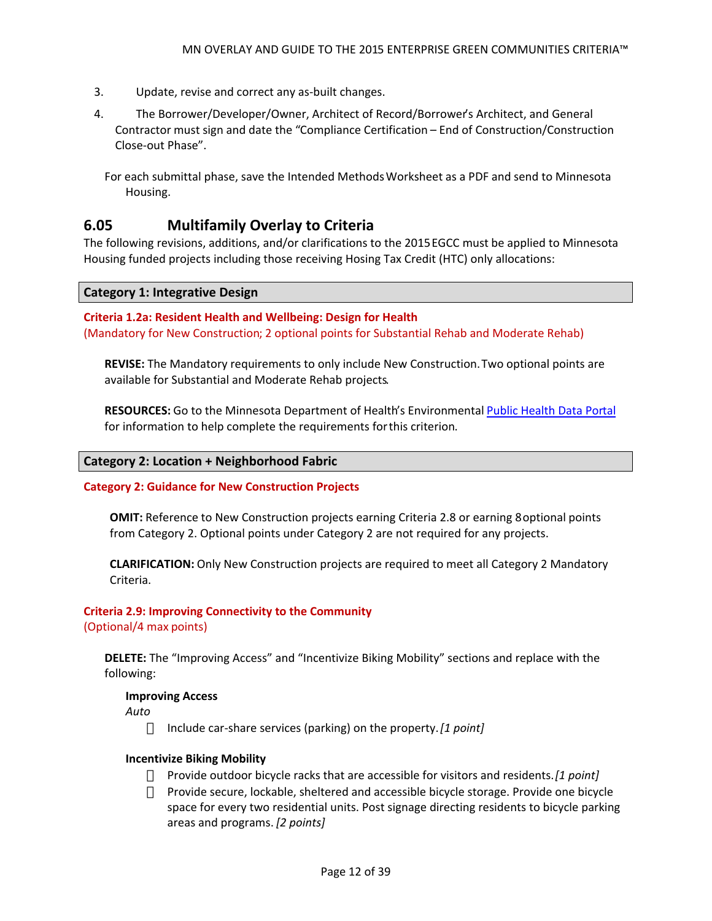3. Update, revise and correct any as-built changes.

4. The Borrower/Developer/Owner, Architect of Record/Borrower's Architect, and General Contractor must sign and date the "Compliance Certification – End of Construction/Construction Close-out Phase".

For each submittal phase, save the Intended Methods Worksheet as a PDF and send to Minnesota Housing.

## 6.05 Multifamily Overlay to Criteria

The following revisions, additions, and/or clarifications to the 2015 EGCC must be applied to Minnesota Housing funded projects including those receiving Hosing Tax Credit (HTC) only allocations:

### Category 1: Integrative Design

**Criteria 1.2a: Resident Health and Wellbeing: Design for Health**
(Mandatory for New Construction; 2 optional points for Substantial Rehab and Moderate Rehab)

**REVISE:** The Mandatory requirements to only include New Construction. Two optional points are available for Substantial and Moderate Rehab projects.

**RESOURCES:** Go to the Minnesota Department of Health's Environmental Public Health Data Portal for information to help complete the requirements for this criterion.

### Category 2: Location + Neighborhood Fabric

**Category 2: Guidance for New Construction Projects**

**OMIT:** Reference to New Construction projects earning Criteria 2.8 or earning 8 optional points from Category 2. Optional points under Category 2 are not required for any projects.

**CLARIFICATION:** Only New Construction projects are required to meet all Category 2 Mandatory Criteria.

**Criteria 2.9: Improving Connectivity to the Community**
(Optional/4 max points)

**DELETE:** The "Improving Access" and "Incentivize Biking Mobility" sections and replace with the following:

**Improving Access**

*Auto*

- Include car-share services (parking) on the property. *[1 point]*

**Incentivize Biking Mobility**

- Provide outdoor bicycle racks that are accessible for visitors and residents. *[1 point]*
- Provide secure, lockable, sheltered and accessible bicycle storage. Provide one bicycle space for every two residential units. Post signage directing residents to bicycle parking areas and programs. *[2 points]*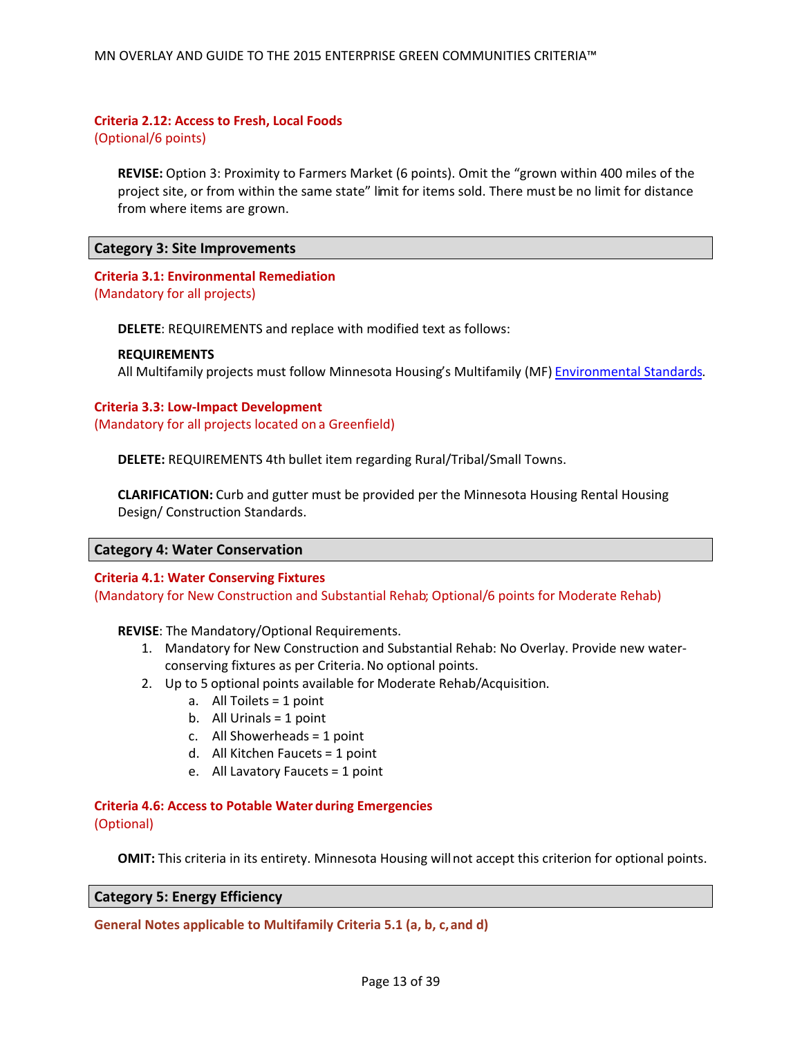### Criteria 2.12: Access to Fresh, Local Foods
(Optional/6 points)

**REVISE:** Option 3: Proximity to Farmers Market (6 points). Omit the "grown within 400 miles of the project site, or from within the same state" limit for items sold. There must be no limit for distance from where items are grown.

## Category 3: Site Improvements

### Criteria 3.1: Environmental Remediation
(Mandatory for all projects)

**DELETE**: REQUIREMENTS and replace with modified text as follows:

**REQUIREMENTS**
All Multifamily projects must follow Minnesota Housing's Multifamily (MF) Environmental Standards.

### Criteria 3.3: Low-Impact Development
(Mandatory for all projects located on a Greenfield)

**DELETE:** REQUIREMENTS 4th bullet item regarding Rural/Tribal/Small Towns.

**CLARIFICATION:** Curb and gutter must be provided per the Minnesota Housing Rental Housing Design/ Construction Standards.

## Category 4: Water Conservation

### Criteria 4.1: Water Conserving Fixtures
(Mandatory for New Construction and Substantial Rehab; Optional/6 points for Moderate Rehab)

**REVISE**: The Mandatory/Optional Requirements.

1. Mandatory for New Construction and Substantial Rehab: No Overlay. Provide new water-conserving fixtures as per Criteria. No optional points.
2. Up to 5 optional points available for Moderate Rehab/Acquisition.
   a. All Toilets = 1 point
   b. All Urinals = 1 point
   c. All Showerheads = 1 point
   d. All Kitchen Faucets = 1 point
   e. All Lavatory Faucets = 1 point

### Criteria 4.6: Access to Potable Water during Emergencies
(Optional)

**OMIT:** This criteria in its entirety. Minnesota Housing will not accept this criterion for optional points.

## Category 5: Energy Efficiency

### General Notes applicable to Multifamily Criteria 5.1 (a, b, c, and d)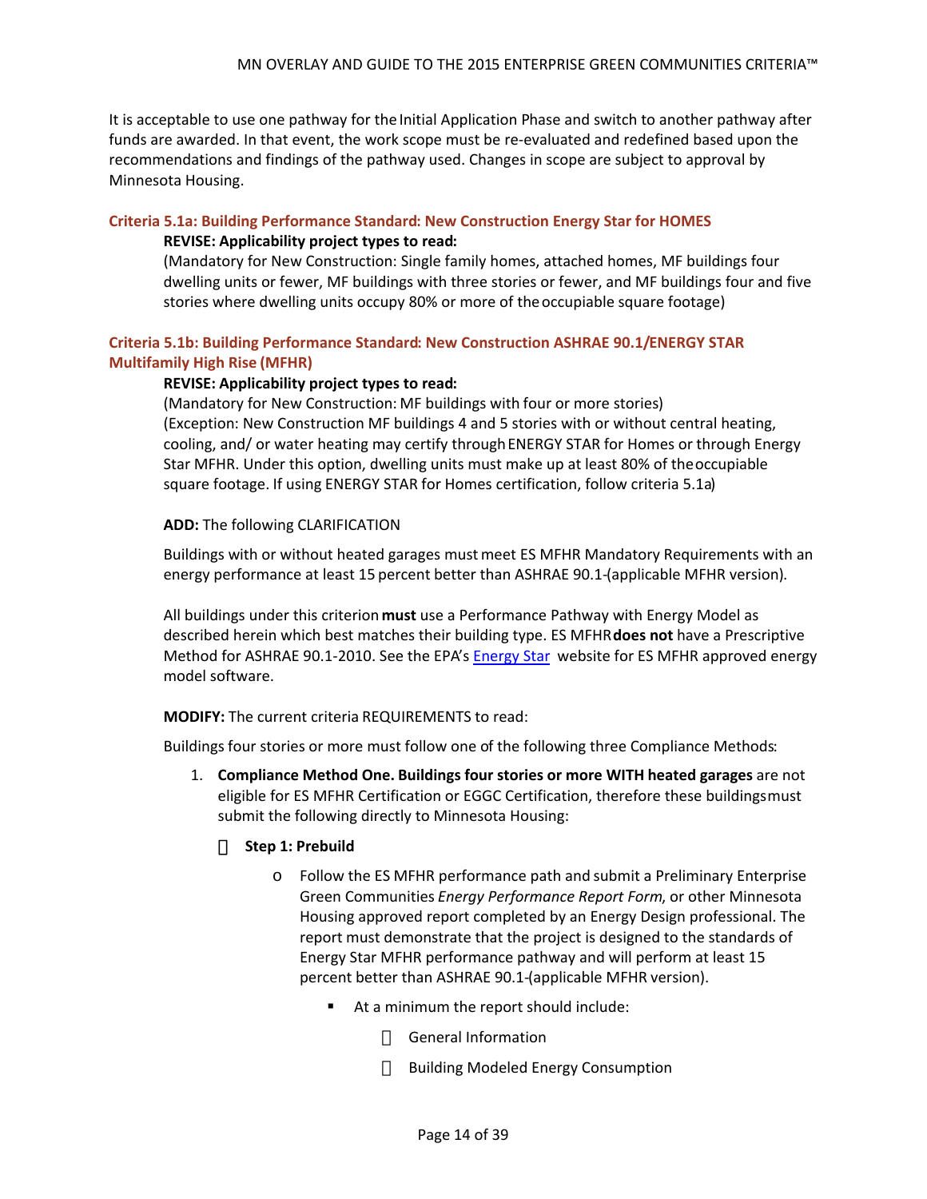It is acceptable to use one pathway for the Initial Application Phase and switch to another pathway after funds are awarded. In that event, the work scope must be re-evaluated and redefined based upon the recommendations and findings of the pathway used. Changes in scope are subject to approval by Minnesota Housing.

### Criteria 5.1a: Building Performance Standard: New Construction Energy Star for HOMES

**REVISE: Applicability project types to read:**

(Mandatory for New Construction: Single family homes, attached homes, MF buildings four dwelling units or fewer, MF buildings with three stories or fewer, and MF buildings four and five stories where dwelling units occupy 80% or more of the occupiable square footage)

### Criteria 5.1b: Building Performance Standard: New Construction ASHRAE 90.1/ENERGY STAR Multifamily High Rise (MFHR)

**REVISE: Applicability project types to read:**

(Mandatory for New Construction: MF buildings with four or more stories)
(Exception: New Construction MF buildings 4 and 5 stories with or without central heating, cooling, and/ or water heating may certify through ENERGY STAR for Homes or through Energy Star MFHR. Under this option, dwelling units must make up at least 80% of the occupiable square footage. If using ENERGY STAR for Homes certification, follow criteria 5.1a)

**ADD:** The following CLARIFICATION

Buildings with or without heated garages must meet ES MFHR Mandatory Requirements with an energy performance at least 15 percent better than ASHRAE 90.1-(applicable MFHR version).

All buildings under this criterion **must** use a Performance Pathway with Energy Model as described herein which best matches their building type. ES MFHR **does not** have a Prescriptive Method for ASHRAE 90.1-2010. See the EPA's Energy Star website for ES MFHR approved energy model software.

**MODIFY:** The current criteria REQUIREMENTS to read:

Buildings four stories or more must follow one of the following three Compliance Methods:

1. **Compliance Method One. Buildings four stories or more WITH heated garages** are not eligible for ES MFHR Certification or EGGC Certification, therefore these buildings must submit the following directly to Minnesota Housing:
   - **Step 1: Prebuild**
     - Follow the ES MFHR performance path and submit a Preliminary Enterprise Green Communities *Energy Performance Report Form*, or other Minnesota Housing approved report completed by an Energy Design professional. The report must demonstrate that the project is designed to the standards of Energy Star MFHR performance pathway and will perform at least 15 percent better than ASHRAE 90.1-(applicable MFHR version).
       - At a minimum the report should include:
         - General Information
         - Building Modeled Energy Consumption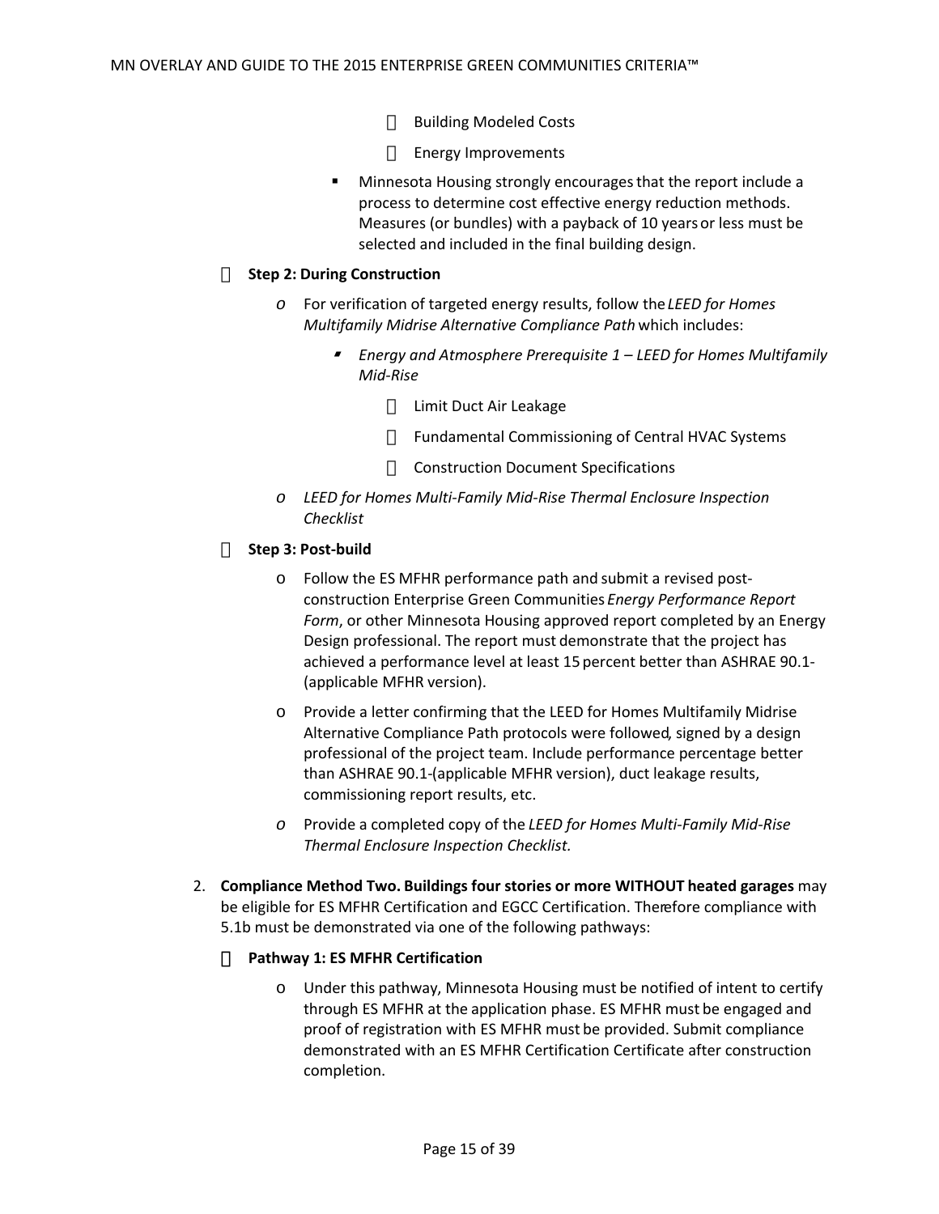- Building Modeled Costs
    - Energy Improvements
  - Minnesota Housing strongly encourages that the report include a process to determine cost effective energy reduction methods. Measures (or bundles) with a payback of 10 years or less must be selected and included in the final building design.

- **Step 2: During Construction**
  - For verification of targeted energy results, follow the *LEED for Homes Multifamily Midrise Alternative Compliance Path* which includes:
    - *Energy and Atmosphere Prerequisite 1 – LEED for Homes Multifamily Mid-Rise*
      - Limit Duct Air Leakage
      - Fundamental Commissioning of Central HVAC Systems
      - Construction Document Specifications
  - *LEED for Homes Multi-Family Mid-Rise Thermal Enclosure Inspection Checklist*

- **Step 3: Post-build**
  - Follow the ES MFHR performance path and submit a revised post-construction Enterprise Green Communities *Energy Performance Report Form*, or other Minnesota Housing approved report completed by an Energy Design professional. The report must demonstrate that the project has achieved a performance level at least 15 percent better than ASHRAE 90.1-(applicable MFHR version).
  - Provide a letter confirming that the LEED for Homes Multifamily Midrise Alternative Compliance Path protocols were followed, signed by a design professional of the project team. Include performance percentage better than ASHRAE 90.1-(applicable MFHR version), duct leakage results, commissioning report results, etc.
  - Provide a completed copy of the *LEED for Homes Multi-Family Mid-Rise Thermal Enclosure Inspection Checklist.*

2. **Compliance Method Two. Buildings four stories or more WITHOUT heated garages** may be eligible for ES MFHR Certification and EGCC Certification. Therefore compliance with 5.1b must be demonstrated via one of the following pathways:

   - **Pathway 1: ES MFHR Certification**
     - Under this pathway, Minnesota Housing must be notified of intent to certify through ES MFHR at the application phase. ES MFHR must be engaged and proof of registration with ES MFHR must be provided. Submit compliance demonstrated with an ES MFHR Certification Certificate after construction completion.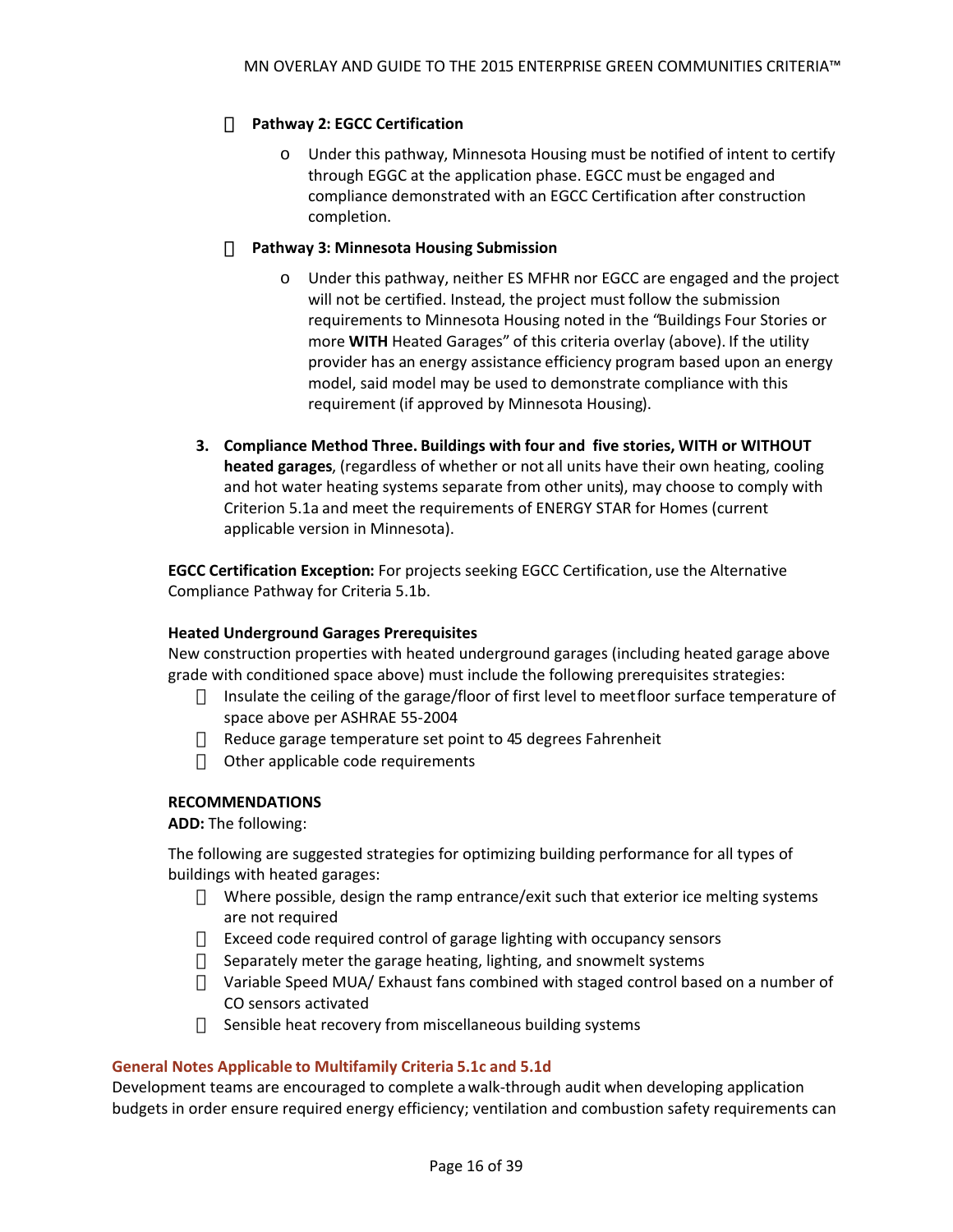- **Pathway 2: EGCC Certification**
  - Under this pathway, Minnesota Housing must be notified of intent to certify through EGGC at the application phase. EGCC must be engaged and compliance demonstrated with an EGCC Certification after construction completion.
- **Pathway 3: Minnesota Housing Submission**
  - Under this pathway, neither ES MFHR nor EGCC are engaged and the project will not be certified. Instead, the project must follow the submission requirements to Minnesota Housing noted in the "Buildings Four Stories or more **WITH** Heated Garages" of this criteria overlay (above). If the utility provider has an energy assistance efficiency program based upon an energy model, said model may be used to demonstrate compliance with this requirement (if approved by Minnesota Housing).

3. **Compliance Method Three. Buildings with four and five stories, WITH or WITHOUT heated garages**, (regardless of whether or not all units have their own heating, cooling and hot water heating systems separate from other units), may choose to comply with Criterion 5.1a and meet the requirements of ENERGY STAR for Homes (current applicable version in Minnesota).

**EGCC Certification Exception:** For projects seeking EGCC Certification, use the Alternative Compliance Pathway for Criteria 5.1b.

**Heated Underground Garages Prerequisites**

New construction properties with heated underground garages (including heated garage above grade with conditioned space above) must include the following prerequisites strategies:

- Insulate the ceiling of the garage/floor of first level to meet floor surface temperature of space above per ASHRAE 55-2004
- Reduce garage temperature set point to 45 degrees Fahrenheit
- Other applicable code requirements

**RECOMMENDATIONS**

**ADD:** The following:

The following are suggested strategies for optimizing building performance for all types of buildings with heated garages:

- Where possible, design the ramp entrance/exit such that exterior ice melting systems are not required
- Exceed code required control of garage lighting with occupancy sensors
- Separately meter the garage heating, lighting, and snowmelt systems
- Variable Speed MUA/ Exhaust fans combined with staged control based on a number of CO sensors activated
- Sensible heat recovery from miscellaneous building systems

### General Notes Applicable to Multifamily Criteria 5.1c and 5.1d

Development teams are encouraged to complete a walk-through audit when developing application budgets in order ensure required energy efficiency; ventilation and combustion safety requirements can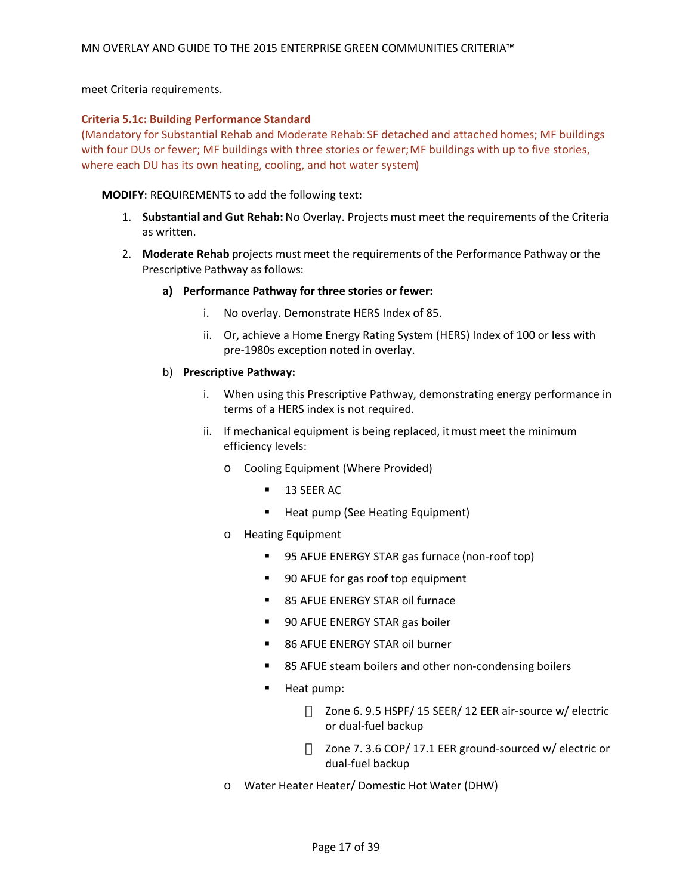meet Criteria requirements.

### Criteria 5.1c: Building Performance Standard

(Mandatory for Substantial Rehab and Moderate Rehab: SF detached and attached homes; MF buildings with four DUs or fewer; MF buildings with three stories or fewer; MF buildings with up to five stories, where each DU has its own heating, cooling, and hot water system)

**MODIFY**: REQUIREMENTS to add the following text:

1. **Substantial and Gut Rehab:** No Overlay. Projects must meet the requirements of the Criteria as written.
2. **Moderate Rehab** projects must meet the requirements of the Performance Pathway or the Prescriptive Pathway as follows:
   - **a) Performance Pathway for three stories or fewer:**
     - i. No overlay. Demonstrate HERS Index of 85.
     - ii. Or, achieve a Home Energy Rating System (HERS) Index of 100 or less with pre-1980s exception noted in overlay.
   - b) **Prescriptive Pathway:**
     - i. When using this Prescriptive Pathway, demonstrating energy performance in terms of a HERS index is not required.
     - ii. If mechanical equipment is being replaced, it must meet the minimum efficiency levels:
       - o Cooling Equipment (Where Provided)
         - 13 SEER AC
         - Heat pump (See Heating Equipment)
       - o Heating Equipment
         - 95 AFUE ENERGY STAR gas furnace (non-roof top)
         - 90 AFUE for gas roof top equipment
         - 85 AFUE ENERGY STAR oil furnace
         - 90 AFUE ENERGY STAR gas boiler
         - 86 AFUE ENERGY STAR oil burner
         - 85 AFUE steam boilers and other non-condensing boilers
         - Heat pump:
           - Zone 6. 9.5 HSPF/ 15 SEER/ 12 EER air-source w/ electric or dual-fuel backup
           - Zone 7. 3.6 COP/ 17.1 EER ground-sourced w/ electric or dual-fuel backup
       - o Water Heater Heater/ Domestic Hot Water (DHW)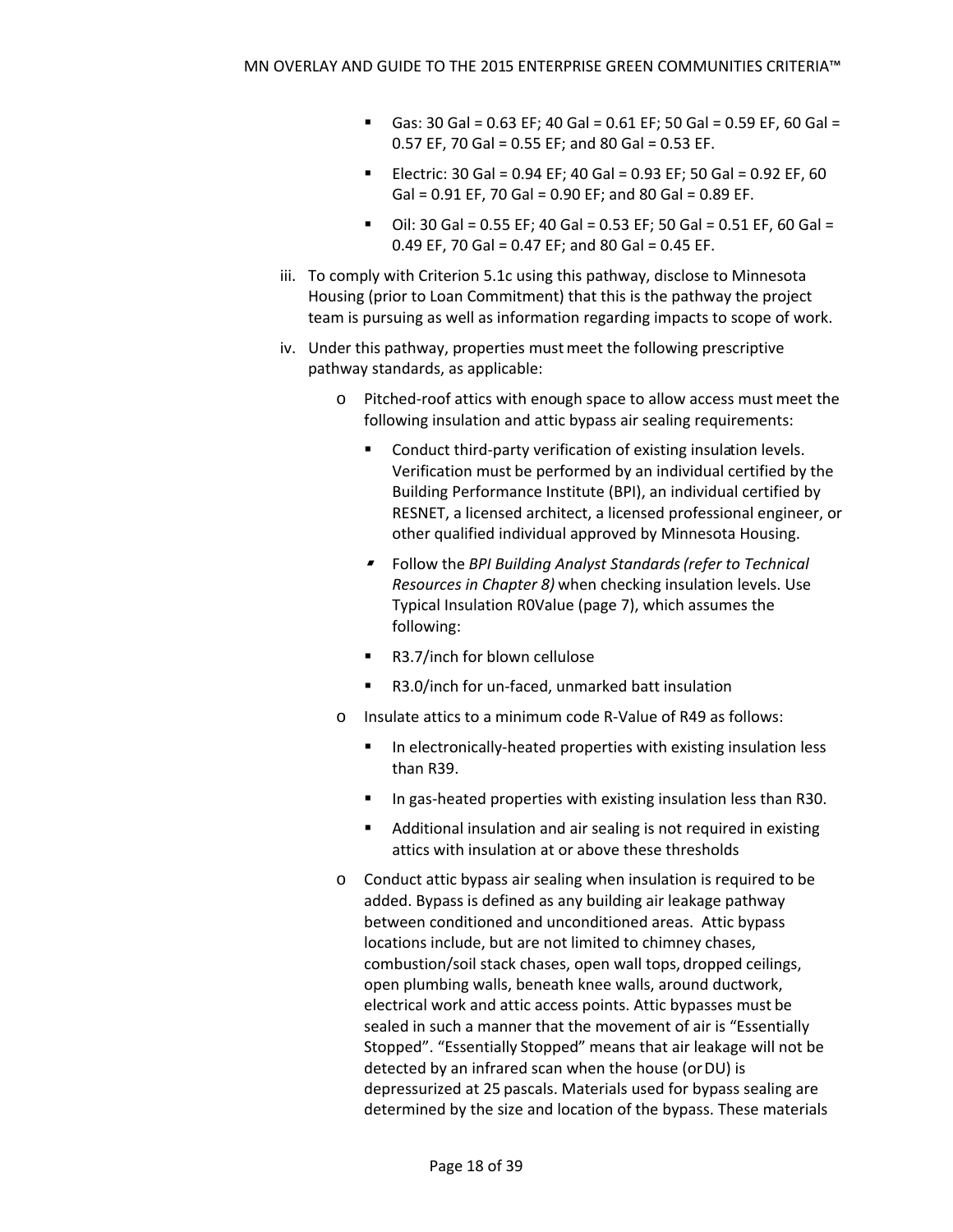- Gas: 30 Gal = 0.63 EF; 40 Gal = 0.61 EF; 50 Gal = 0.59 EF, 60 Gal = 0.57 EF, 70 Gal = 0.55 EF; and 80 Gal = 0.53 EF.
- Electric: 30 Gal = 0.94 EF; 40 Gal = 0.93 EF; 50 Gal = 0.92 EF, 60 Gal = 0.91 EF, 70 Gal = 0.90 EF; and 80 Gal = 0.89 EF.
- Oil: 30 Gal = 0.55 EF; 40 Gal = 0.53 EF; 50 Gal = 0.51 EF, 60 Gal = 0.49 EF, 70 Gal = 0.47 EF; and 80 Gal = 0.45 EF.

iii. To comply with Criterion 5.1c using this pathway, disclose to Minnesota Housing (prior to Loan Commitment) that this is the pathway the project team is pursuing as well as information regarding impacts to scope of work.

iv. Under this pathway, properties must meet the following prescriptive pathway standards, as applicable:

- Pitched-roof attics with enough space to allow access must meet the following insulation and attic bypass air sealing requirements:
  - Conduct third-party verification of existing insulation levels. Verification must be performed by an individual certified by the Building Performance Institute (BPI), an individual certified by RESNET, a licensed architect, a licensed professional engineer, or other qualified individual approved by Minnesota Housing.
  - Follow the *BPI Building Analyst Standards (refer to Technical Resources in Chapter 8)* when checking insulation levels. Use Typical Insulation R0Value (page 7), which assumes the following:
  - R3.7/inch for blown cellulose
  - R3.0/inch for un-faced, unmarked batt insulation
- Insulate attics to a minimum code R-Value of R49 as follows:
  - In electronically-heated properties with existing insulation less than R39.
  - In gas-heated properties with existing insulation less than R30.
  - Additional insulation and air sealing is not required in existing attics with insulation at or above these thresholds
- Conduct attic bypass air sealing when insulation is required to be added. Bypass is defined as any building air leakage pathway between conditioned and unconditioned areas. Attic bypass locations include, but are not limited to chimney chases, combustion/soil stack chases, open wall tops, dropped ceilings, open plumbing walls, beneath knee walls, around ductwork, electrical work and attic access points. Attic bypasses must be sealed in such a manner that the movement of air is "Essentially Stopped". "Essentially Stopped" means that air leakage will not be detected by an infrared scan when the house (or DU) is depressurized at 25 pascals. Materials used for bypass sealing are determined by the size and location of the bypass. These materials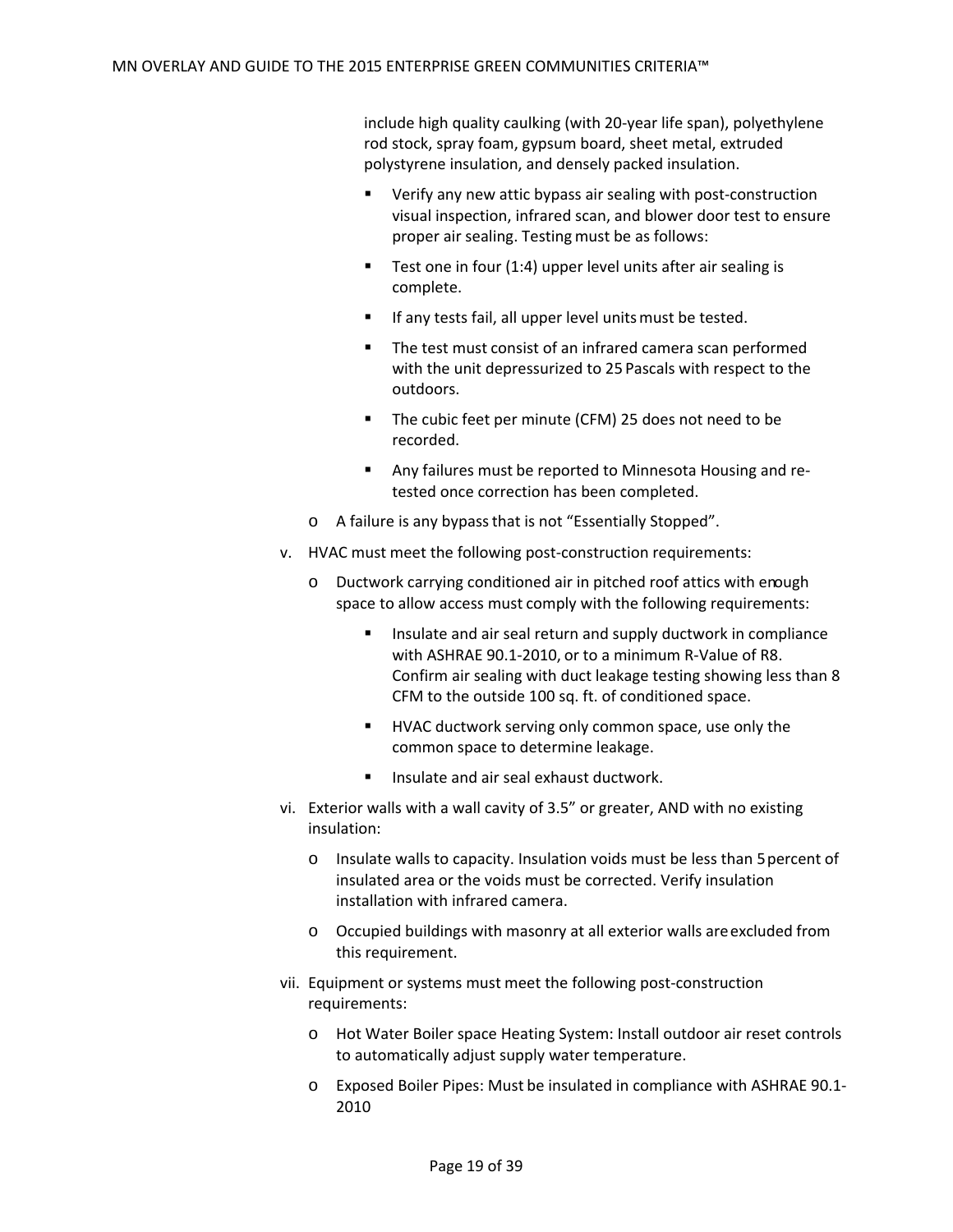include high quality caulking (with 20-year life span), polyethylene rod stock, spray foam, gypsum board, sheet metal, extruded polystyrene insulation, and densely packed insulation.

- Verify any new attic bypass air sealing with post-construction visual inspection, infrared scan, and blower door test to ensure proper air sealing. Testing must be as follows:
- Test one in four (1:4) upper level units after air sealing is complete.
- If any tests fail, all upper level units must be tested.
- The test must consist of an infrared camera scan performed with the unit depressurized to 25 Pascals with respect to the outdoors.
- The cubic feet per minute (CFM) 25 does not need to be recorded.
- Any failures must be reported to Minnesota Housing and re-tested once correction has been completed.

  - A failure is any bypass that is not "Essentially Stopped".

v. HVAC must meet the following post-construction requirements:

  - Ductwork carrying conditioned air in pitched roof attics with enough space to allow access must comply with the following requirements:
    - Insulate and air seal return and supply ductwork in compliance with ASHRAE 90.1-2010, or to a minimum R-Value of R8. Confirm air sealing with duct leakage testing showing less than 8 CFM to the outside 100 sq. ft. of conditioned space.
    - HVAC ductwork serving only common space, use only the common space to determine leakage.
    - Insulate and air seal exhaust ductwork.

vi. Exterior walls with a wall cavity of 3.5" or greater, AND with no existing insulation:

  - Insulate walls to capacity. Insulation voids must be less than 5 percent of insulated area or the voids must be corrected. Verify insulation installation with infrared camera.
  - Occupied buildings with masonry at all exterior walls are excluded from this requirement.

vii. Equipment or systems must meet the following post-construction requirements:

  - Hot Water Boiler space Heating System: Install outdoor air reset controls to automatically adjust supply water temperature.
  - Exposed Boiler Pipes: Must be insulated in compliance with ASHRAE 90.1-2010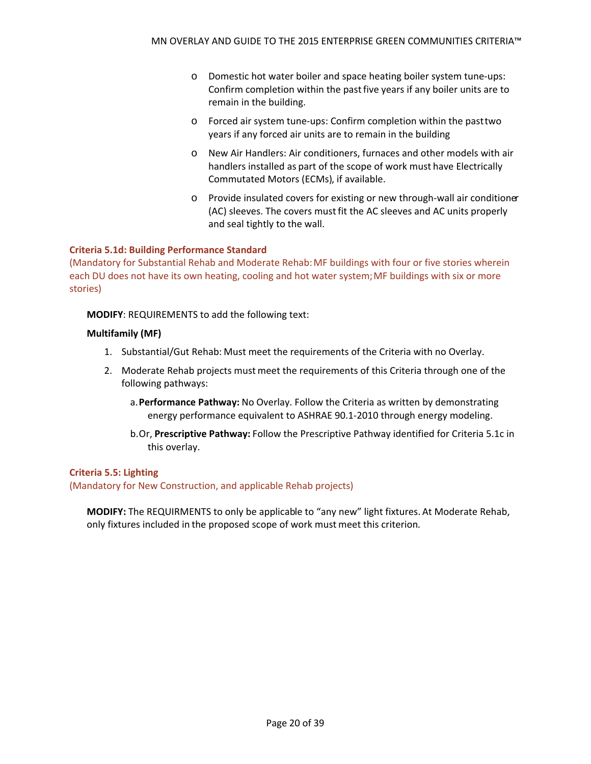- Domestic hot water boiler and space heating boiler system tune-ups: Confirm completion within the past five years if any boiler units are to remain in the building.
- Forced air system tune-ups: Confirm completion within the past two years if any forced air units are to remain in the building
- New Air Handlers: Air conditioners, furnaces and other models with air handlers installed as part of the scope of work must have Electrically Commutated Motors (ECMs), if available.
- Provide insulated covers for existing or new through-wall air conditioner (AC) sleeves. The covers must fit the AC sleeves and AC units properly and seal tightly to the wall.

### Criteria 5.1d: Building Performance Standard

(Mandatory for Substantial Rehab and Moderate Rehab: MF buildings with four or five stories wherein each DU does not have its own heating, cooling and hot water system; MF buildings with six or more stories)

**MODIFY**: REQUIREMENTS to add the following text:

**Multifamily (MF)**

1. Substantial/Gut Rehab: Must meet the requirements of the Criteria with no Overlay.
2. Moderate Rehab projects must meet the requirements of this Criteria through one of the following pathways:
   a. **Performance Pathway:** No Overlay. Follow the Criteria as written by demonstrating energy performance equivalent to ASHRAE 90.1-2010 through energy modeling.
   b. Or, **Prescriptive Pathway:** Follow the Prescriptive Pathway identified for Criteria 5.1c in this overlay.

### Criteria 5.5: Lighting

(Mandatory for New Construction, and applicable Rehab projects)

**MODIFY:** The REQUIRMENTS to only be applicable to "any new" light fixtures. At Moderate Rehab, only fixtures included in the proposed scope of work must meet this criterion.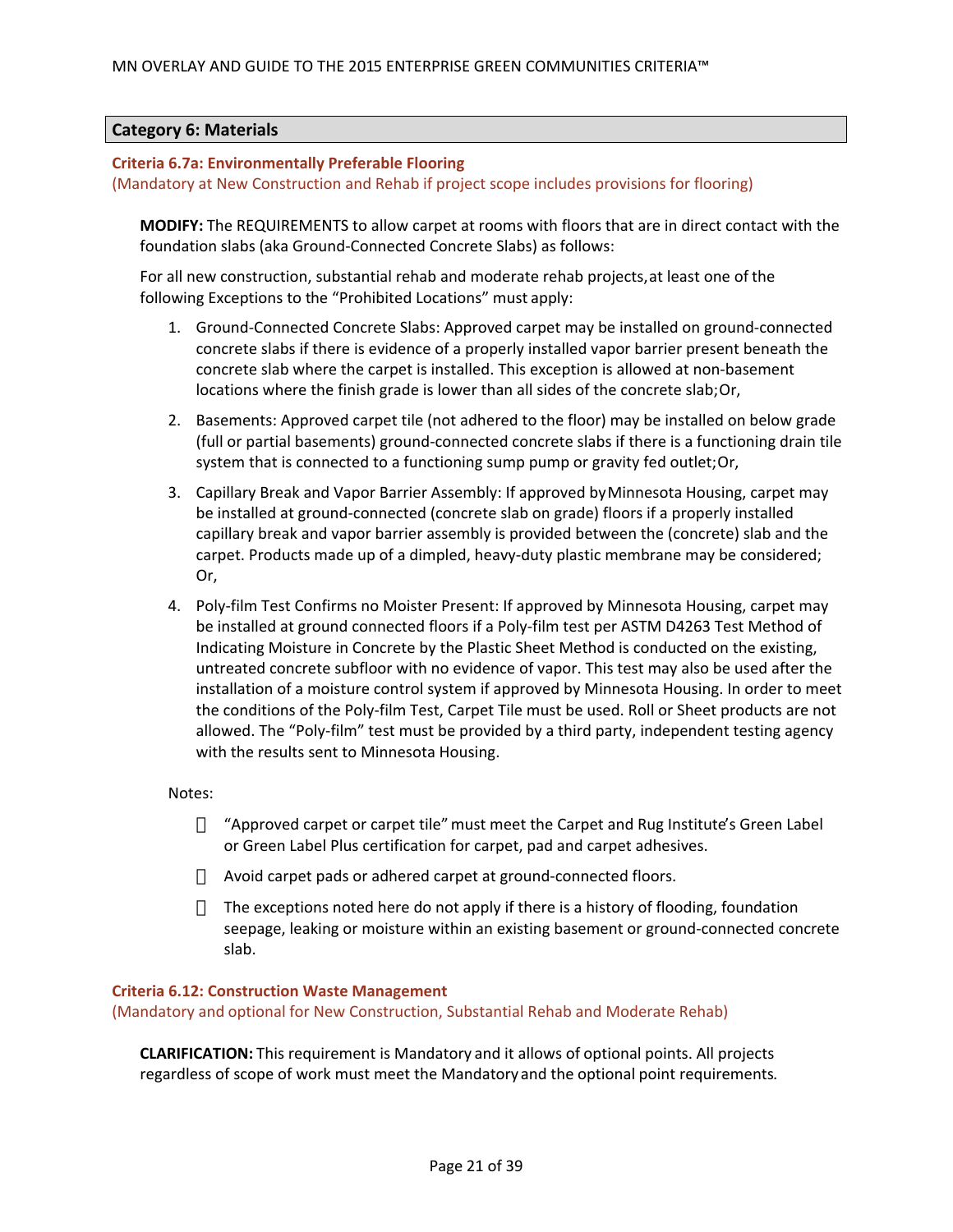## Category 6: Materials

**Criteria 6.7a: Environmentally Preferable Flooring**
(Mandatory at New Construction and Rehab if project scope includes provisions for flooring)

**MODIFY:** The REQUIREMENTS to allow carpet at rooms with floors that are in direct contact with the foundation slabs (aka Ground-Connected Concrete Slabs) as follows:

For all new construction, substantial rehab and moderate rehab projects, at least one of the following Exceptions to the "Prohibited Locations" must apply:

1. Ground-Connected Concrete Slabs: Approved carpet may be installed on ground-connected concrete slabs if there is evidence of a properly installed vapor barrier present beneath the concrete slab where the carpet is installed. This exception is allowed at non-basement locations where the finish grade is lower than all sides of the concrete slab; Or,
2. Basements: Approved carpet tile (not adhered to the floor) may be installed on below grade (full or partial basements) ground-connected concrete slabs if there is a functioning drain tile system that is connected to a functioning sump pump or gravity fed outlet; Or,
3. Capillary Break and Vapor Barrier Assembly: If approved by Minnesota Housing, carpet may be installed at ground-connected (concrete slab on grade) floors if a properly installed capillary break and vapor barrier assembly is provided between the (concrete) slab and the carpet. Products made up of a dimpled, heavy-duty plastic membrane may be considered; Or,
4. Poly-film Test Confirms no Moister Present: If approved by Minnesota Housing, carpet may be installed at ground connected floors if a Poly-film test per ASTM D4263 Test Method of Indicating Moisture in Concrete by the Plastic Sheet Method is conducted on the existing, untreated concrete subfloor with no evidence of vapor. This test may also be used after the installation of a moisture control system if approved by Minnesota Housing. In order to meet the conditions of the Poly-film Test, Carpet Tile must be used. Roll or Sheet products are not allowed. The "Poly-film" test must be provided by a third party, independent testing agency with the results sent to Minnesota Housing.

Notes:

- "Approved carpet or carpet tile" must meet the Carpet and Rug Institute's Green Label or Green Label Plus certification for carpet, pad and carpet adhesives.
- Avoid carpet pads or adhered carpet at ground-connected floors.
- The exceptions noted here do not apply if there is a history of flooding, foundation seepage, leaking or moisture within an existing basement or ground-connected concrete slab.

**Criteria 6.12: Construction Waste Management**
(Mandatory and optional for New Construction, Substantial Rehab and Moderate Rehab)

**CLARIFICATION:** This requirement is Mandatory and it allows of optional points. All projects regardless of scope of work must meet the Mandatory and the optional point requirements.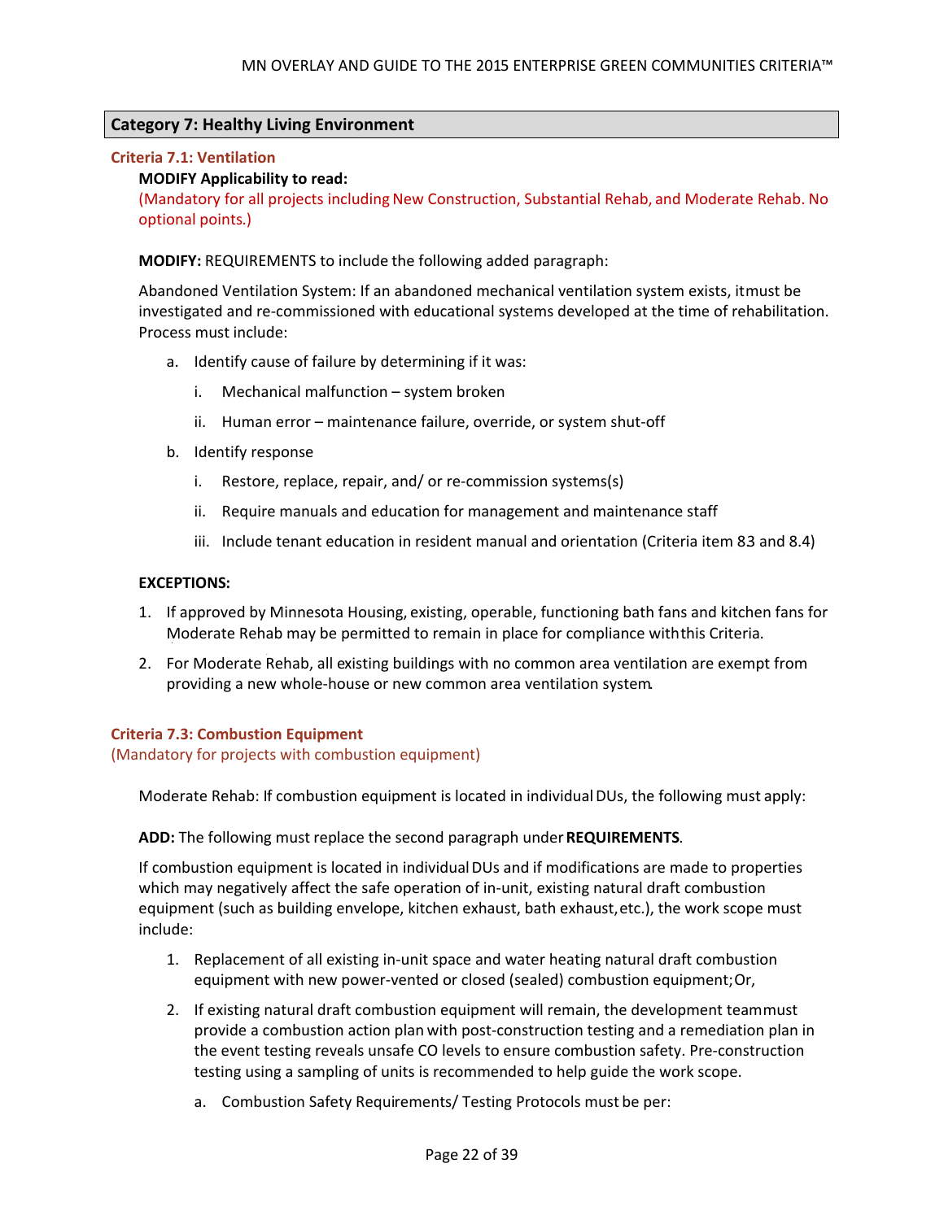## Category 7: Healthy Living Environment

### Criteria 7.1: Ventilation

**MODIFY Applicability to read:**

(Mandatory for all projects including New Construction, Substantial Rehab, and Moderate Rehab. No optional points.)

**MODIFY:** REQUIREMENTS to include the following added paragraph:

Abandoned Ventilation System: If an abandoned mechanical ventilation system exists, itmust be investigated and re-commissioned with educational systems developed at the time of rehabilitation. Process must include:

a. Identify cause of failure by determining if it was:
   i. Mechanical malfunction – system broken
   ii. Human error – maintenance failure, override, or system shut-off
b. Identify response
   i. Restore, replace, repair, and/ or re-commission systems(s)
   ii. Require manuals and education for management and maintenance staff
   iii. Include tenant education in resident manual and orientation (Criteria item 83 and 8.4)

**EXCEPTIONS:**

1. If approved by Minnesota Housing, existing, operable, functioning bath fans and kitchen fans for Moderate Rehab may be permitted to remain in place for compliance withthis Criteria.
2. For Moderate Rehab, all existing buildings with no common area ventilation are exempt from providing a new whole-house or new common area ventilation system.

### Criteria 7.3: Combustion Equipment

(Mandatory for projects with combustion equipment)

Moderate Rehab: If combustion equipment is located in individual DUs, the following must apply:

**ADD:** The following must replace the second paragraph under **REQUIREMENTS**.

If combustion equipment is located in individual DUs and if modifications are made to properties which may negatively affect the safe operation of in-unit, existing natural draft combustion equipment (such as building envelope, kitchen exhaust, bath exhaust, etc.), the work scope must include:

1. Replacement of all existing in-unit space and water heating natural draft combustion equipment with new power-vented or closed (sealed) combustion equipment; Or,
2. If existing natural draft combustion equipment will remain, the development teammust provide a combustion action plan with post-construction testing and a remediation plan in the event testing reveals unsafe CO levels to ensure combustion safety. Pre-construction testing using a sampling of units is recommended to help guide the work scope.
   a. Combustion Safety Requirements/ Testing Protocols must be per: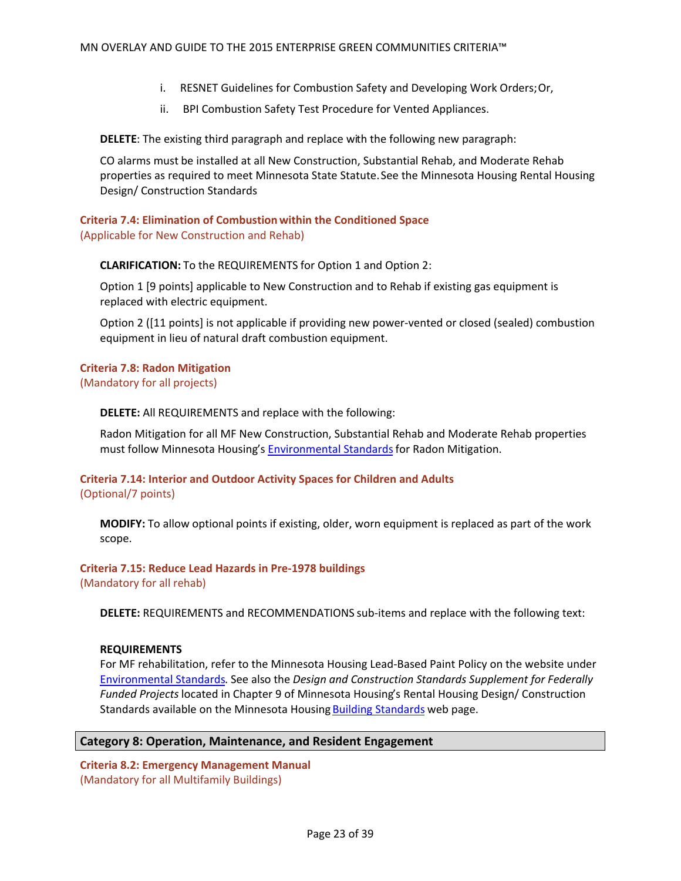i. RESNET Guidelines for Combustion Safety and Developing Work Orders; Or,

ii. BPI Combustion Safety Test Procedure for Vented Appliances.

**DELETE**: The existing third paragraph and replace with the following new paragraph:

CO alarms must be installed at all New Construction, Substantial Rehab, and Moderate Rehab properties as required to meet Minnesota State Statute. See the Minnesota Housing Rental Housing Design/ Construction Standards

### Criteria 7.4: Elimination of Combustion within the Conditioned Space
(Applicable for New Construction and Rehab)

**CLARIFICATION:** To the REQUIREMENTS for Option 1 and Option 2:

Option 1 [9 points] applicable to New Construction and to Rehab if existing gas equipment is replaced with electric equipment.

Option 2 ([11 points] is not applicable if providing new power-vented or closed (sealed) combustion equipment in lieu of natural draft combustion equipment.

### Criteria 7.8: Radon Mitigation
(Mandatory for all projects)

**DELETE:** All REQUIREMENTS and replace with the following:

Radon Mitigation for all MF New Construction, Substantial Rehab and Moderate Rehab properties must follow Minnesota Housing's Environmental Standards for Radon Mitigation.

### Criteria 7.14: Interior and Outdoor Activity Spaces for Children and Adults
(Optional/7 points)

**MODIFY:** To allow optional points if existing, older, worn equipment is replaced as part of the work scope.

### Criteria 7.15: Reduce Lead Hazards in Pre-1978 buildings
(Mandatory for all rehab)

**DELETE:** REQUIREMENTS and RECOMMENDATIONS sub-items and replace with the following text:

**REQUIREMENTS**
For MF rehabilitation, refer to the Minnesota Housing Lead-Based Paint Policy on the website under Environmental Standards. See also the *Design and Construction Standards Supplement for Federally Funded Projects* located in Chapter 9 of Minnesota Housing's Rental Housing Design/ Construction Standards available on the Minnesota Housing Building Standards web page.

## Category 8: Operation, Maintenance, and Resident Engagement

### Criteria 8.2: Emergency Management Manual
(Mandatory for all Multifamily Buildings)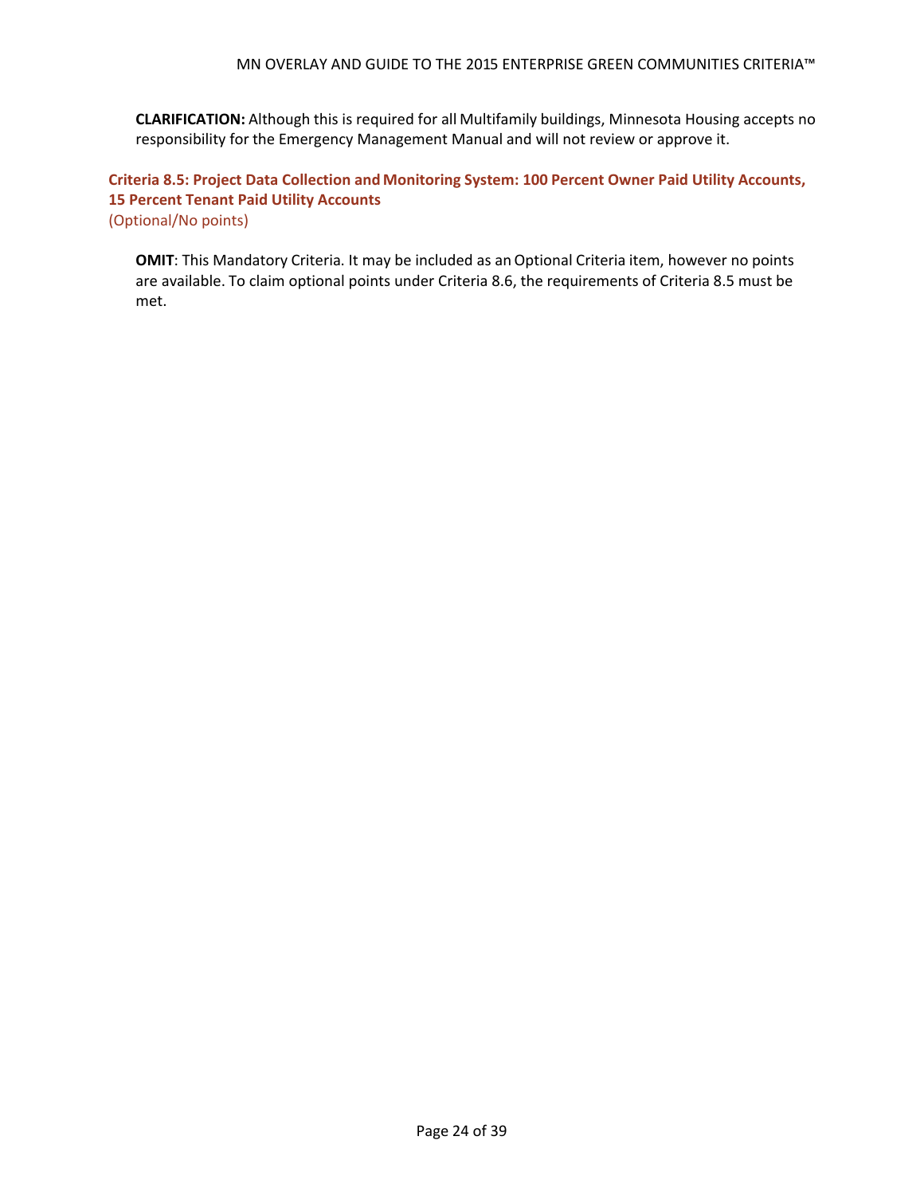**CLARIFICATION:** Although this is required for all Multifamily buildings, Minnesota Housing accepts no responsibility for the Emergency Management Manual and will not review or approve it.

### Criteria 8.5: Project Data Collection and Monitoring System: 100 Percent Owner Paid Utility Accounts, 15 Percent Tenant Paid Utility Accounts

(Optional/No points)

**OMIT**: This Mandatory Criteria. It may be included as an Optional Criteria item, however no points are available. To claim optional points under Criteria 8.6, the requirements of Criteria 8.5 must be met.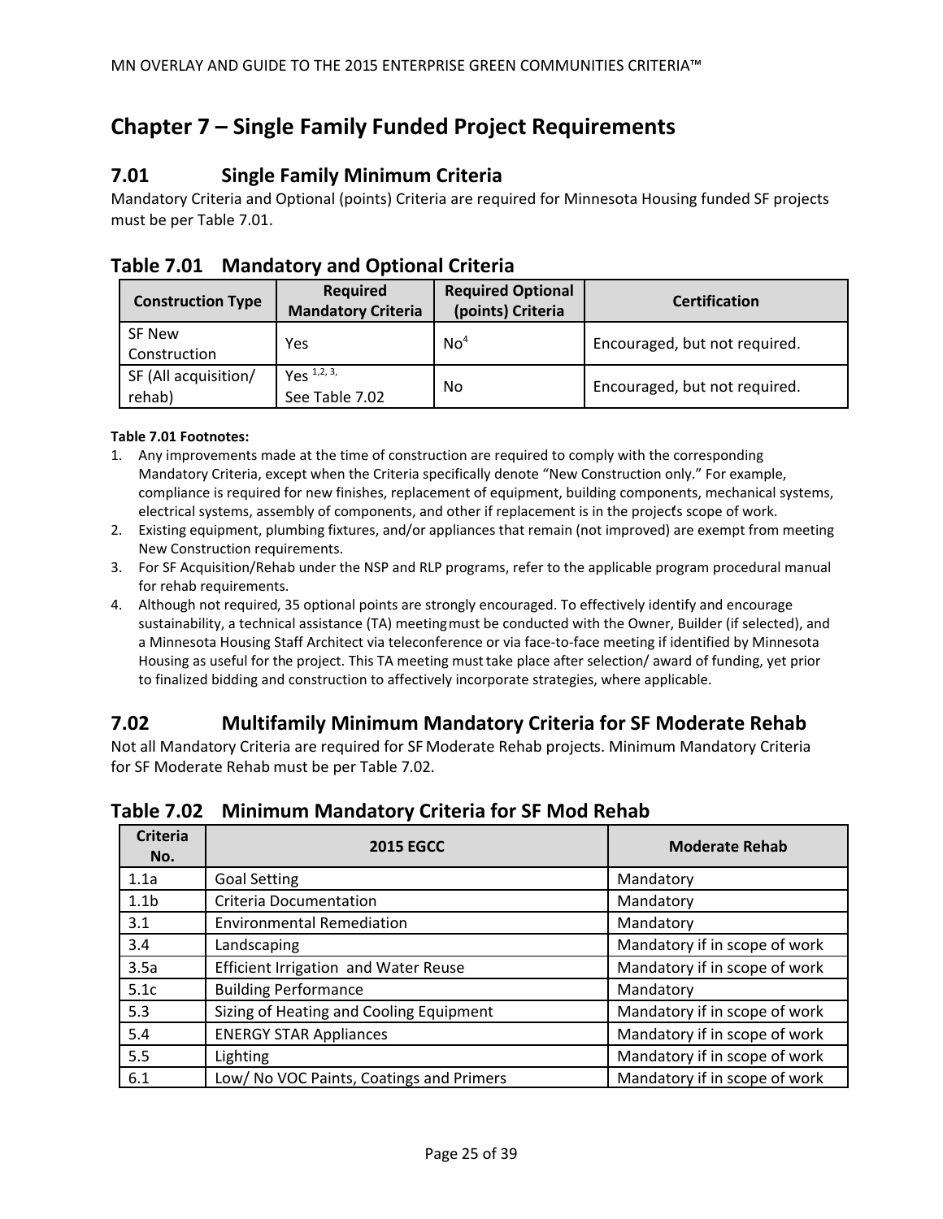# Chapter 7 – Single Family Funded Project Requirements

## 7.01 Single Family Minimum Criteria

Mandatory Criteria and Optional (points) Criteria are required for Minnesota Housing funded SF projects must be per Table 7.01.

### Table 7.01 Mandatory and Optional Criteria

| Construction Type | Required Mandatory Criteria | Required Optional (points) Criteria | Certification |
|---|---|---|---|
| SF New Construction | Yes | No[4] | Encouraged, but not required. |
| SF (All acquisition/ rehab) | Yes [1,2,3] See Table 7.02 | No | Encouraged, but not required. |

**Table 7.01 Footnotes:**

1. Any improvements made at the time of construction are required to comply with the corresponding Mandatory Criteria, except when the Criteria specifically denote "New Construction only." For example, compliance is required for new finishes, replacement of equipment, building components, mechanical systems, electrical systems, assembly of components, and other if replacement is in the project's scope of work.
2. Existing equipment, plumbing fixtures, and/or appliances that remain (not improved) are exempt from meeting New Construction requirements.
3. For SF Acquisition/Rehab under the NSP and RLP programs, refer to the applicable program procedural manual for rehab requirements.
4. Although not required, 35 optional points are strongly encouraged. To effectively identify and encourage sustainability, a technical assistance (TA) meeting must be conducted with the Owner, Builder (if selected), and a Minnesota Housing Staff Architect via teleconference or via face-to-face meeting if identified by Minnesota Housing as useful for the project. This TA meeting must take place after selection/ award of funding, yet prior to finalized bidding and construction to affectively incorporate strategies, where applicable.

## 7.02 Multifamily Minimum Mandatory Criteria for SF Moderate Rehab

Not all Mandatory Criteria are required for SF Moderate Rehab projects. Minimum Mandatory Criteria for SF Moderate Rehab must be per Table 7.02.

### Table 7.02 Minimum Mandatory Criteria for SF Mod Rehab

| Criteria No. | 2015 EGCC | Moderate Rehab |
|---|---|---|
| 1.1a | Goal Setting | Mandatory |
| 1.1b | Criteria Documentation | Mandatory |
| 3.1 | Environmental Remediation | Mandatory |
| 3.4 | Landscaping | Mandatory if in scope of work |
| 3.5a | Efficient Irrigation and Water Reuse | Mandatory if in scope of work |
| 5.1c | Building Performance | Mandatory |
| 5.3 | Sizing of Heating and Cooling Equipment | Mandatory if in scope of work |
| 5.4 | ENERGY STAR Appliances | Mandatory if in scope of work |
| 5.5 | Lighting | Mandatory if in scope of work |
| 6.1 | Low/ No VOC Paints, Coatings and Primers | Mandatory if in scope of work |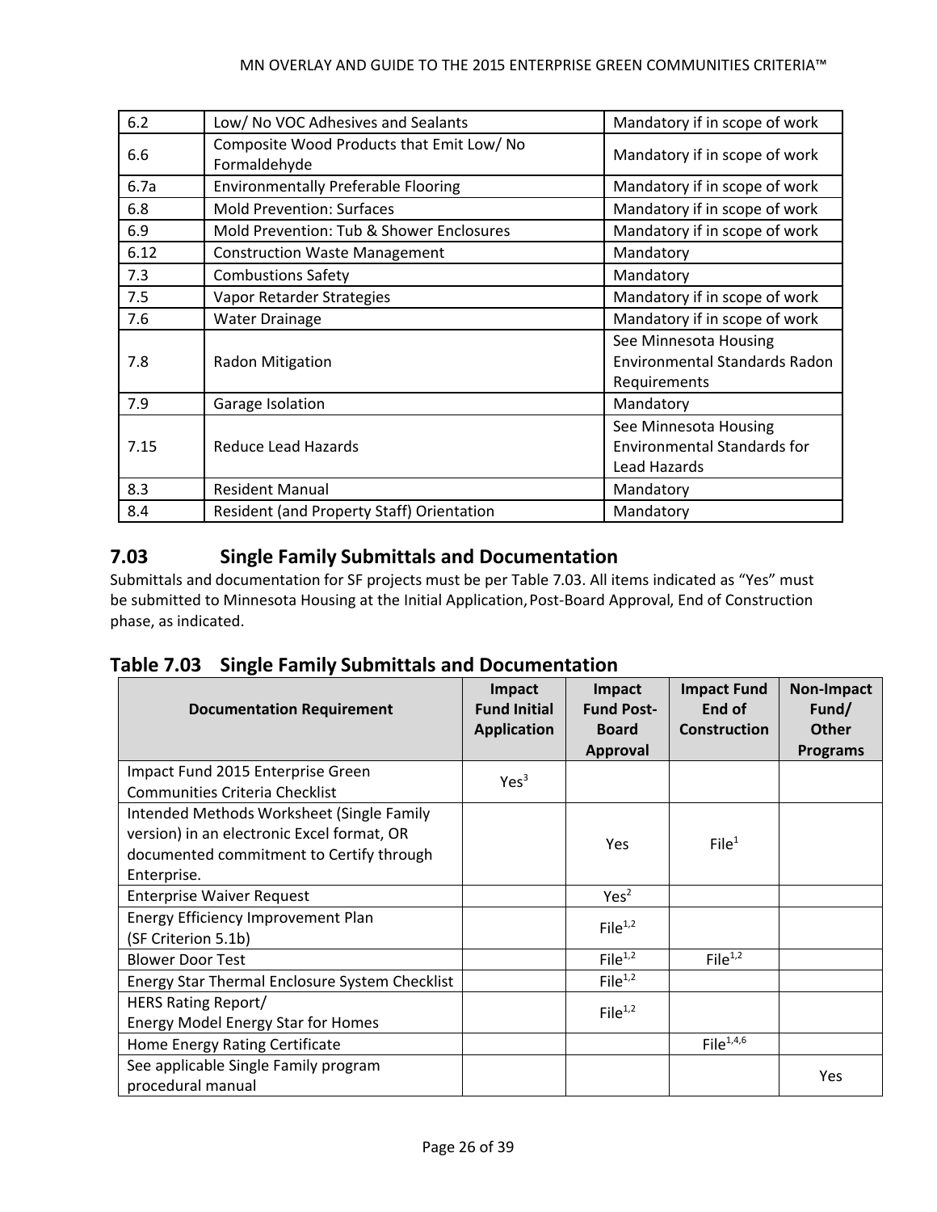| 6.2 | Low/ No VOC Adhesives and Sealants | Mandatory if in scope of work |
|---|---|---|
| 6.6 | Composite Wood Products that Emit Low/ No Formaldehyde | Mandatory if in scope of work |
| 6.7a | Environmentally Preferable Flooring | Mandatory if in scope of work |
| 6.8 | Mold Prevention: Surfaces | Mandatory if in scope of work |
| 6.9 | Mold Prevention: Tub & Shower Enclosures | Mandatory if in scope of work |
| 6.12 | Construction Waste Management | Mandatory |
| 7.3 | Combustions Safety | Mandatory |
| 7.5 | Vapor Retarder Strategies | Mandatory if in scope of work |
| 7.6 | Water Drainage | Mandatory if in scope of work |
| 7.8 | Radon Mitigation | See Minnesota Housing Environmental Standards Radon Requirements |
| 7.9 | Garage Isolation | Mandatory |
| 7.15 | Reduce Lead Hazards | See Minnesota Housing Environmental Standards for Lead Hazards |
| 8.3 | Resident Manual | Mandatory |
| 8.4 | Resident (and Property Staff) Orientation | Mandatory |

## 7.03 Single Family Submittals and Documentation

Submittals and documentation for SF projects must be per Table 7.03. All items indicated as "Yes" must be submitted to Minnesota Housing at the Initial Application, Post-Board Approval, End of Construction phase, as indicated.

### Table 7.03 Single Family Submittals and Documentation

| Documentation Requirement | Impact Fund Initial Application | Impact Fund Post-Board Approval | Impact Fund End of Construction | Non-Impact Fund/ Other Programs |
|---|---|---|---|---|
| Impact Fund 2015 Enterprise Green Communities Criteria Checklist | Yes[3] | | | |
| Intended Methods Worksheet (Single Family version) in an electronic Excel format, OR documented commitment to Certify through Enterprise. | | Yes | File[1] | |
| Enterprise Waiver Request | | Yes[2] | | |
| Energy Efficiency Improvement Plan (SF Criterion 5.1b) | | File[1,2] | | |
| Blower Door Test | | File[1,2] | File[1,2] | |
| Energy Star Thermal Enclosure System Checklist | | File[1,2] | | |
| HERS Rating Report/ Energy Model Energy Star for Homes | | File[1,2] | | |
| Home Energy Rating Certificate | | | File[1,4,6] | |
| See applicable Single Family program procedural manual | | | | Yes |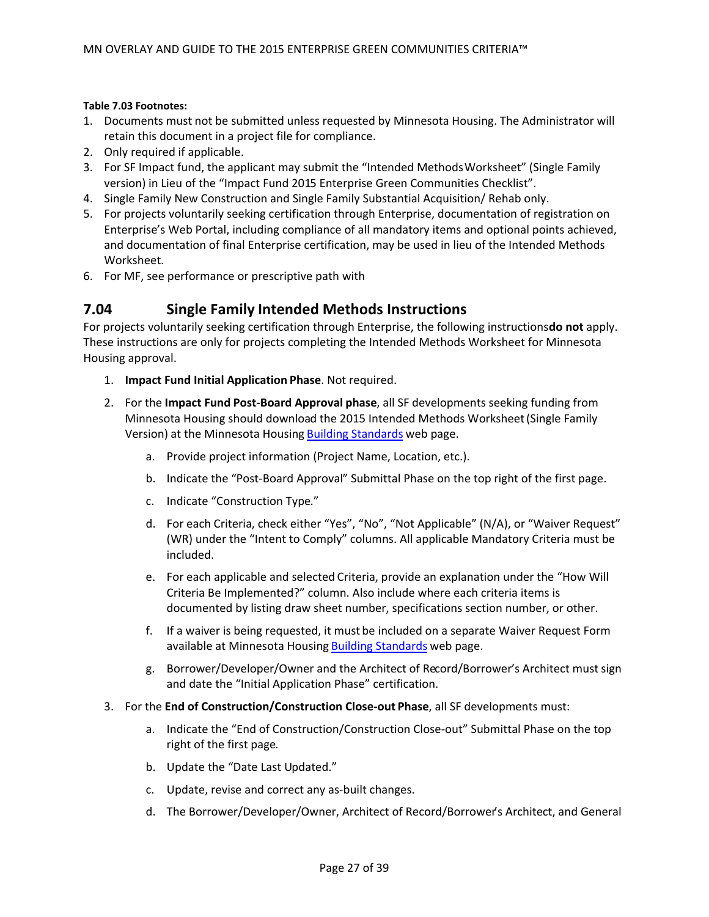**Table 7.03 Footnotes:**

1. Documents must not be submitted unless requested by Minnesota Housing. The Administrator will retain this document in a project file for compliance.
2. Only required if applicable.
3. For SF Impact fund, the applicant may submit the "Intended Methods Worksheet" (Single Family version) in Lieu of the "Impact Fund 2015 Enterprise Green Communities Checklist".
4. Single Family New Construction and Single Family Substantial Acquisition/ Rehab only.
5. For projects voluntarily seeking certification through Enterprise, documentation of registration on Enterprise's Web Portal, including compliance of all mandatory items and optional points achieved, and documentation of final Enterprise certification, may be used in lieu of the Intended Methods Worksheet.
6. For MF, see performance or prescriptive path with

## 7.04 Single Family Intended Methods Instructions

For projects voluntarily seeking certification through Enterprise, the following instructions **do not** apply. These instructions are only for projects completing the Intended Methods Worksheet for Minnesota Housing approval.

1. **Impact Fund Initial Application Phase**. Not required.
2. For the **Impact Fund Post-Board Approval phase**, all SF developments seeking funding from Minnesota Housing should download the 2015 Intended Methods Worksheet (Single Family Version) at the Minnesota Housing Building Standards web page.
   a. Provide project information (Project Name, Location, etc.).
   b. Indicate the "Post-Board Approval" Submittal Phase on the top right of the first page.
   c. Indicate "Construction Type."
   d. For each Criteria, check either "Yes", "No", "Not Applicable" (N/A), or "Waiver Request" (WR) under the "Intent to Comply" columns. All applicable Mandatory Criteria must be included.
   e. For each applicable and selected Criteria, provide an explanation under the "How Will Criteria Be Implemented?" column. Also include where each criteria items is documented by listing draw sheet number, specifications section number, or other.
   f. If a waiver is being requested, it must be included on a separate Waiver Request Form available at Minnesota Housing Building Standards web page.
   g. Borrower/Developer/Owner and the Architect of Record/Borrower's Architect must sign and date the "Initial Application Phase" certification.
3. For the **End of Construction/Construction Close-out Phase**, all SF developments must:
   a. Indicate the "End of Construction/Construction Close-out" Submittal Phase on the top right of the first page.
   b. Update the "Date Last Updated."
   c. Update, revise and correct any as-built changes.
   d. The Borrower/Developer/Owner, Architect of Record/Borrower's Architect, and General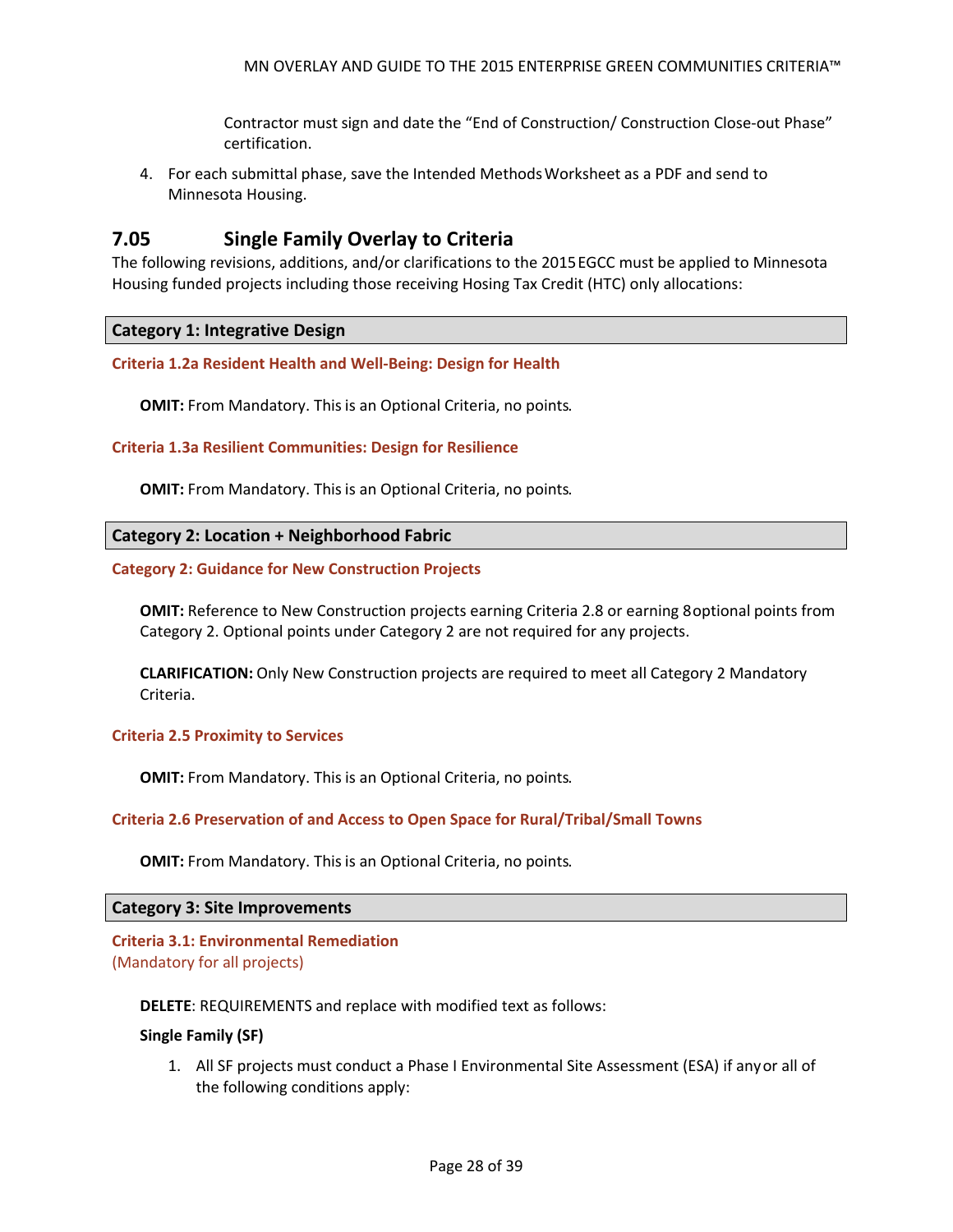Contractor must sign and date the "End of Construction/ Construction Close-out Phase" certification.

4. For each submittal phase, save the Intended Methods Worksheet as a PDF and send to Minnesota Housing.

## 7.05 Single Family Overlay to Criteria

The following revisions, additions, and/or clarifications to the 2015 EGCC must be applied to Minnesota Housing funded projects including those receiving Hosing Tax Credit (HTC) only allocations:

### Category 1: Integrative Design

#### Criteria 1.2a Resident Health and Well-Being: Design for Health

**OMIT:** From Mandatory. This is an Optional Criteria, no points.

#### Criteria 1.3a Resilient Communities: Design for Resilience

**OMIT:** From Mandatory. This is an Optional Criteria, no points.

### Category 2: Location + Neighborhood Fabric

#### Category 2: Guidance for New Construction Projects

**OMIT:** Reference to New Construction projects earning Criteria 2.8 or earning 8 optional points from Category 2. Optional points under Category 2 are not required for any projects.

**CLARIFICATION:** Only New Construction projects are required to meet all Category 2 Mandatory Criteria.

#### Criteria 2.5 Proximity to Services

**OMIT:** From Mandatory. This is an Optional Criteria, no points.

#### Criteria 2.6 Preservation of and Access to Open Space for Rural/Tribal/Small Towns

**OMIT:** From Mandatory. This is an Optional Criteria, no points.

### Category 3: Site Improvements

#### Criteria 3.1: Environmental Remediation

(Mandatory for all projects)

**DELETE**: REQUIREMENTS and replace with modified text as follows:

**Single Family (SF)**

1. All SF projects must conduct a Phase I Environmental Site Assessment (ESA) if any or all of the following conditions apply: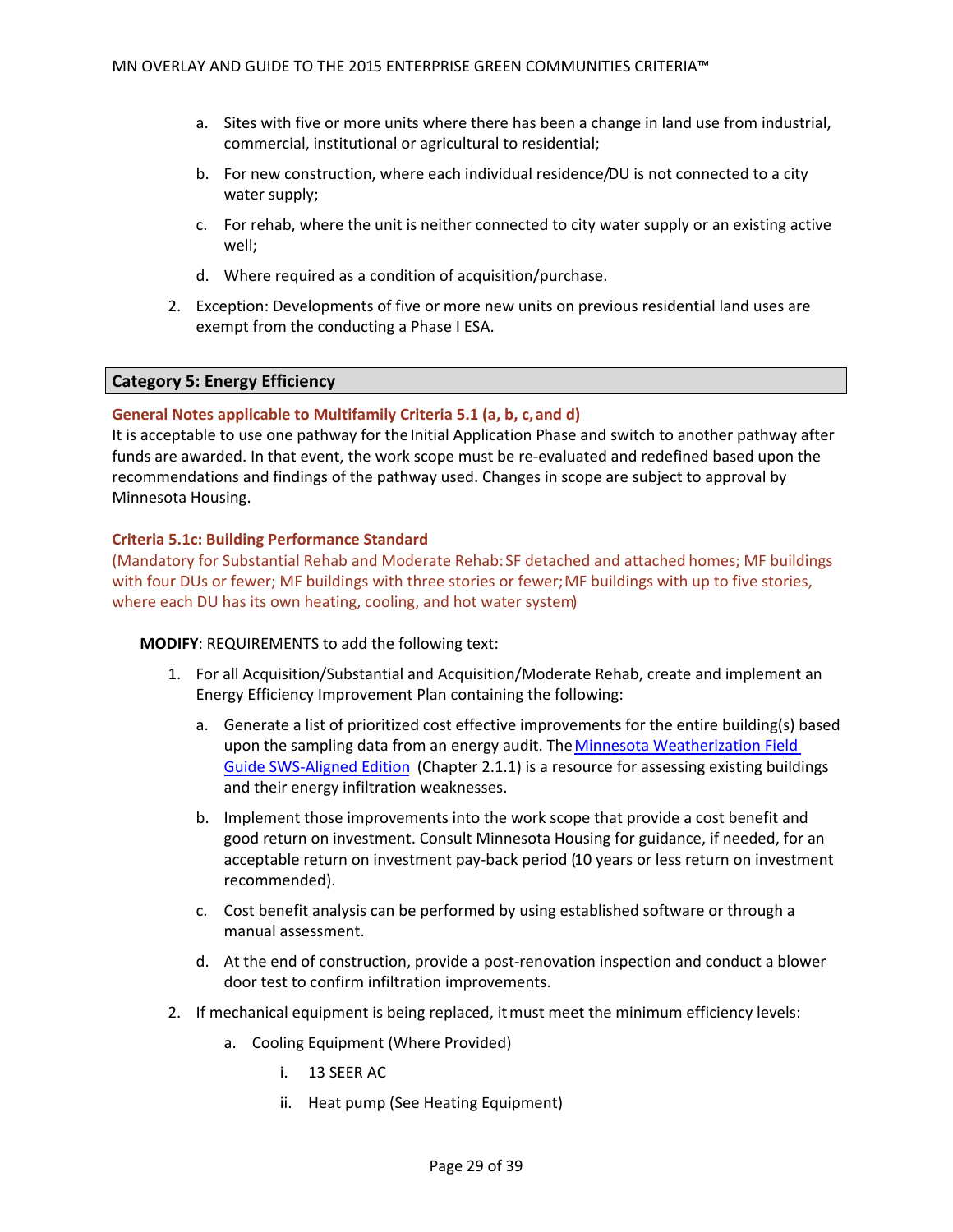a. Sites with five or more units where there has been a change in land use from industrial, commercial, institutional or agricultural to residential;

   b. For new construction, where each individual residence/DU is not connected to a city water supply;

   c. For rehab, where the unit is neither connected to city water supply or an existing active well;

   d. Where required as a condition of acquisition/purchase.

2. Exception: Developments of five or more new units on previous residential land uses are exempt from the conducting a Phase I ESA.

## Category 5: Energy Efficiency

### General Notes applicable to Multifamily Criteria 5.1 (a, b, c, and d)

It is acceptable to use one pathway for the Initial Application Phase and switch to another pathway after funds are awarded. In that event, the work scope must be re-evaluated and redefined based upon the recommendations and findings of the pathway used. Changes in scope are subject to approval by Minnesota Housing.

### Criteria 5.1c: Building Performance Standard

(Mandatory for Substantial Rehab and Moderate Rehab: SF detached and attached homes; MF buildings with four DUs or fewer; MF buildings with three stories or fewer; MF buildings with up to five stories, where each DU has its own heating, cooling, and hot water system)

**MODIFY**: REQUIREMENTS to add the following text:

1. For all Acquisition/Substantial and Acquisition/Moderate Rehab, create and implement an Energy Efficiency Improvement Plan containing the following:

   a. Generate a list of prioritized cost effective improvements for the entire building(s) based upon the sampling data from an energy audit. The Minnesota Weatherization Field Guide SWS-Aligned Edition (Chapter 2.1.1) is a resource for assessing existing buildings and their energy infiltration weaknesses.

   b. Implement those improvements into the work scope that provide a cost benefit and good return on investment. Consult Minnesota Housing for guidance, if needed, for an acceptable return on investment pay-back period (10 years or less return on investment recommended).

   c. Cost benefit analysis can be performed by using established software or through a manual assessment.

   d. At the end of construction, provide a post-renovation inspection and conduct a blower door test to confirm infiltration improvements.

2. If mechanical equipment is being replaced, it must meet the minimum efficiency levels:

   a. Cooling Equipment (Where Provided)

      i. 13 SEER AC

      ii. Heat pump (See Heating Equipment)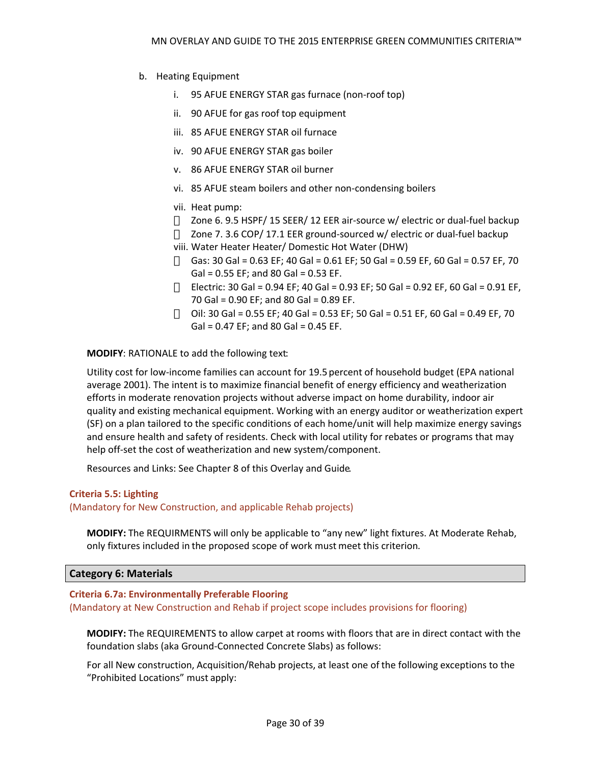b. Heating Equipment

   i. 95 AFUE ENERGY STAR gas furnace (non-roof top)

   ii. 90 AFUE for gas roof top equipment

   iii. 85 AFUE ENERGY STAR oil furnace

   iv. 90 AFUE ENERGY STAR gas boiler

   v. 86 AFUE ENERGY STAR oil burner

   vi. 85 AFUE steam boilers and other non-condensing boilers

   vii. Heat pump:
   - Zone 6. 9.5 HSPF/ 15 SEER/ 12 EER air-source w/ electric or dual-fuel backup
   - Zone 7. 3.6 COP/ 17.1 EER ground-sourced w/ electric or dual-fuel backup

   viii. Water Heater Heater/ Domestic Hot Water (DHW)
   - Gas: 30 Gal = 0.63 EF; 40 Gal = 0.61 EF; 50 Gal = 0.59 EF, 60 Gal = 0.57 EF, 70 Gal = 0.55 EF; and 80 Gal = 0.53 EF.
   - Electric: 30 Gal = 0.94 EF; 40 Gal = 0.93 EF; 50 Gal = 0.92 EF, 60 Gal = 0.91 EF, 70 Gal = 0.90 EF; and 80 Gal = 0.89 EF.
   - Oil: 30 Gal = 0.55 EF; 40 Gal = 0.53 EF; 50 Gal = 0.51 EF, 60 Gal = 0.49 EF, 70 Gal = 0.47 EF; and 80 Gal = 0.45 EF.

**MODIFY**: RATIONALE to add the following text:

Utility cost for low-income families can account for 19.5 percent of household budget (EPA national average 2001). The intent is to maximize financial benefit of energy efficiency and weatherization efforts in moderate renovation projects without adverse impact on home durability, indoor air quality and existing mechanical equipment. Working with an energy auditor or weatherization expert (SF) on a plan tailored to the specific conditions of each home/unit will help maximize energy savings and ensure health and safety of residents. Check with local utility for rebates or programs that may help off-set the cost of weatherization and new system/component.

Resources and Links: See Chapter 8 of this Overlay and Guide.

### Criteria 5.5: Lighting

(Mandatory for New Construction, and applicable Rehab projects)

**MODIFY:** The REQUIRMENTS will only be applicable to "any new" light fixtures. At Moderate Rehab, only fixtures included in the proposed scope of work must meet this criterion.

## Category 6: Materials

### Criteria 6.7a: Environmentally Preferable Flooring

(Mandatory at New Construction and Rehab if project scope includes provisions for flooring)

**MODIFY:** The REQUIREMENTS to allow carpet at rooms with floors that are in direct contact with the foundation slabs (aka Ground-Connected Concrete Slabs) as follows:

For all New construction, Acquisition/Rehab projects, at least one of the following exceptions to the "Prohibited Locations" must apply: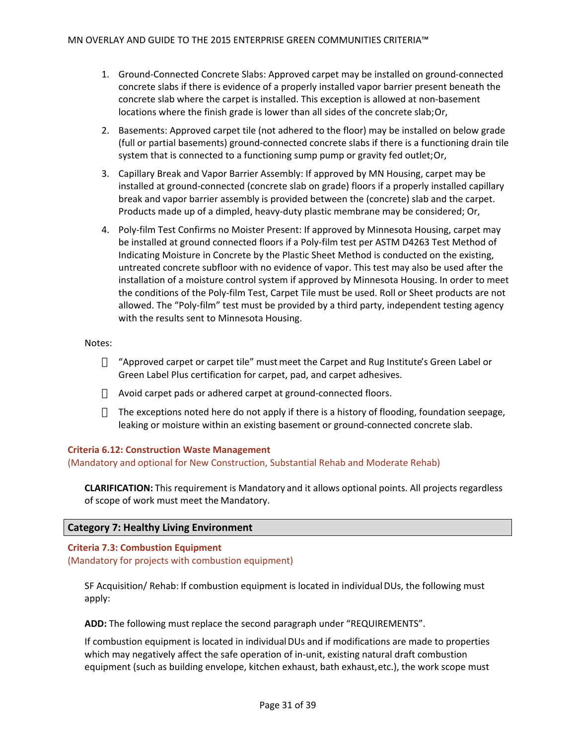1. Ground-Connected Concrete Slabs: Approved carpet may be installed on ground-connected concrete slabs if there is evidence of a properly installed vapor barrier present beneath the concrete slab where the carpet is installed. This exception is allowed at non-basement locations where the finish grade is lower than all sides of the concrete slab;Or,
2. Basements: Approved carpet tile (not adhered to the floor) may be installed on below grade (full or partial basements) ground-connected concrete slabs if there is a functioning drain tile system that is connected to a functioning sump pump or gravity fed outlet;Or,
3. Capillary Break and Vapor Barrier Assembly: If approved by MN Housing, carpet may be installed at ground-connected (concrete slab on grade) floors if a properly installed capillary break and vapor barrier assembly is provided between the (concrete) slab and the carpet. Products made up of a dimpled, heavy-duty plastic membrane may be considered; Or,
4. Poly-film Test Confirms no Moister Present: If approved by Minnesota Housing, carpet may be installed at ground connected floors if a Poly-film test per ASTM D4263 Test Method of Indicating Moisture in Concrete by the Plastic Sheet Method is conducted on the existing, untreated concrete subfloor with no evidence of vapor. This test may also be used after the installation of a moisture control system if approved by Minnesota Housing. In order to meet the conditions of the Poly-film Test, Carpet Tile must be used. Roll or Sheet products are not allowed. The "Poly-film" test must be provided by a third party, independent testing agency with the results sent to Minnesota Housing.

Notes:

- "Approved carpet or carpet tile" must meet the Carpet and Rug Institute's Green Label or Green Label Plus certification for carpet, pad, and carpet adhesives.
- Avoid carpet pads or adhered carpet at ground-connected floors.
- The exceptions noted here do not apply if there is a history of flooding, foundation seepage, leaking or moisture within an existing basement or ground-connected concrete slab.

### Criteria 6.12: Construction Waste Management

(Mandatory and optional for New Construction, Substantial Rehab and Moderate Rehab)

**CLARIFICATION:** This requirement is Mandatory and it allows optional points. All projects regardless of scope of work must meet the Mandatory.

## Category 7: Healthy Living Environment

### Criteria 7.3: Combustion Equipment

(Mandatory for projects with combustion equipment)

SF Acquisition/ Rehab: If combustion equipment is located in individual DUs, the following must apply:

**ADD:** The following must replace the second paragraph under "REQUIREMENTS".

If combustion equipment is located in individual DUs and if modifications are made to properties which may negatively affect the safe operation of in-unit, existing natural draft combustion equipment (such as building envelope, kitchen exhaust, bath exhaust, etc.), the work scope must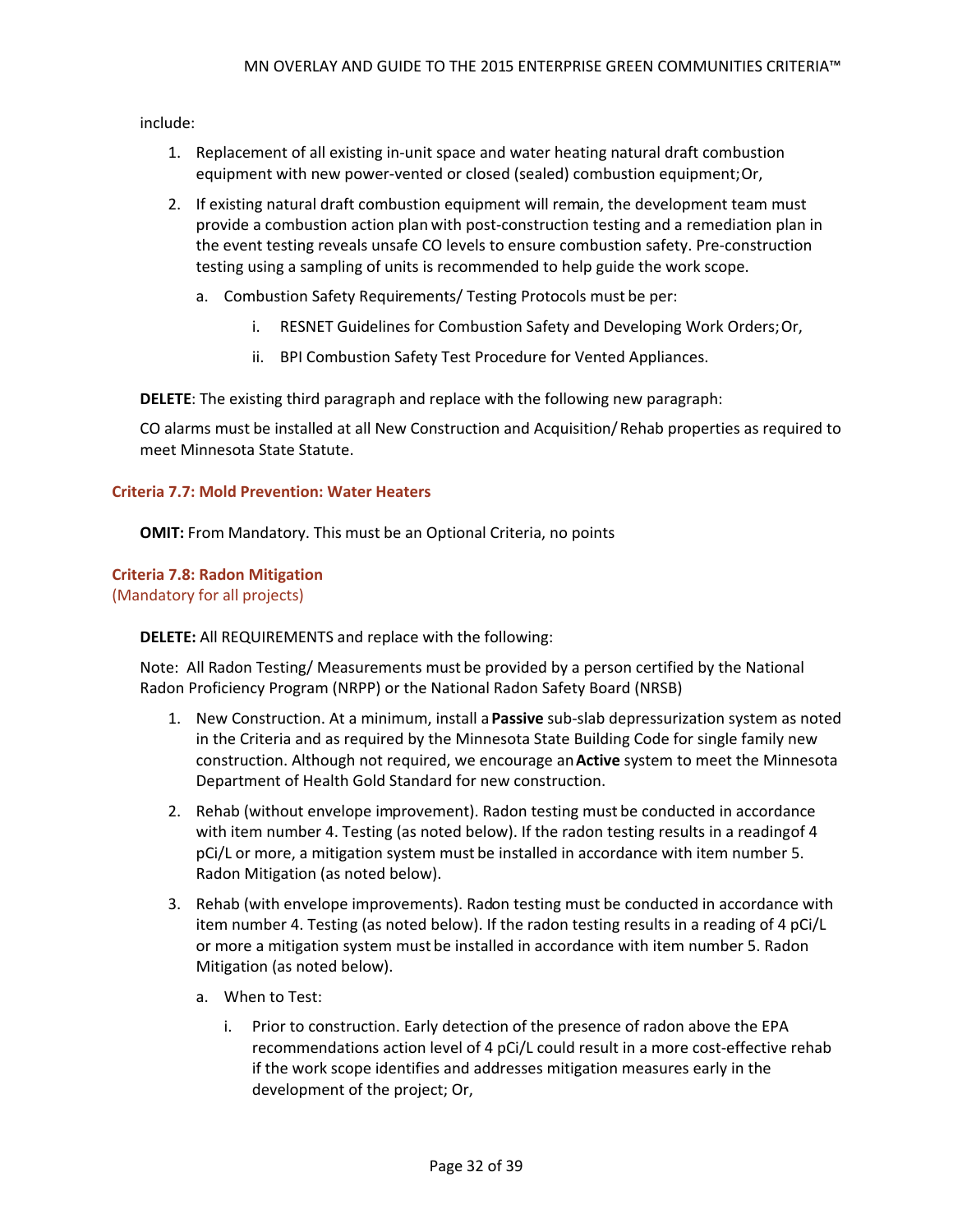include:

1. Replacement of all existing in-unit space and water heating natural draft combustion equipment with new power-vented or closed (sealed) combustion equipment; Or,
2. If existing natural draft combustion equipment will remain, the development team must provide a combustion action plan with post-construction testing and a remediation plan in the event testing reveals unsafe CO levels to ensure combustion safety. Pre-construction testing using a sampling of units is recommended to help guide the work scope.
    a. Combustion Safety Requirements/ Testing Protocols must be per:
        i. RESNET Guidelines for Combustion Safety and Developing Work Orders; Or,
        ii. BPI Combustion Safety Test Procedure for Vented Appliances.

**DELETE**: The existing third paragraph and replace with the following new paragraph:

CO alarms must be installed at all New Construction and Acquisition/ Rehab properties as required to meet Minnesota State Statute.

### Criteria 7.7: Mold Prevention: Water Heaters

**OMIT:** From Mandatory. This must be an Optional Criteria, no points

### Criteria 7.8: Radon Mitigation
(Mandatory for all projects)

**DELETE:** All REQUIREMENTS and replace with the following:

Note: All Radon Testing/ Measurements must be provided by a person certified by the National Radon Proficiency Program (NRPP) or the National Radon Safety Board (NRSB)

1. New Construction. At a minimum, install a **Passive** sub-slab depressurization system as noted in the Criteria and as required by the Minnesota State Building Code for single family new construction. Although not required, we encourage an **Active** system to meet the Minnesota Department of Health Gold Standard for new construction.
2. Rehab (without envelope improvement). Radon testing must be conducted in accordance with item number 4. Testing (as noted below). If the radon testing results in a readingof 4 pCi/L or more, a mitigation system must be installed in accordance with item number 5. Radon Mitigation (as noted below).
3. Rehab (with envelope improvements). Radon testing must be conducted in accordance with item number 4. Testing (as noted below). If the radon testing results in a reading of 4 pCi/L or more a mitigation system must be installed in accordance with item number 5. Radon Mitigation (as noted below).
    a. When to Test:
        i. Prior to construction. Early detection of the presence of radon above the EPA recommendations action level of 4 pCi/L could result in a more cost-effective rehab if the work scope identifies and addresses mitigation measures early in the development of the project; Or,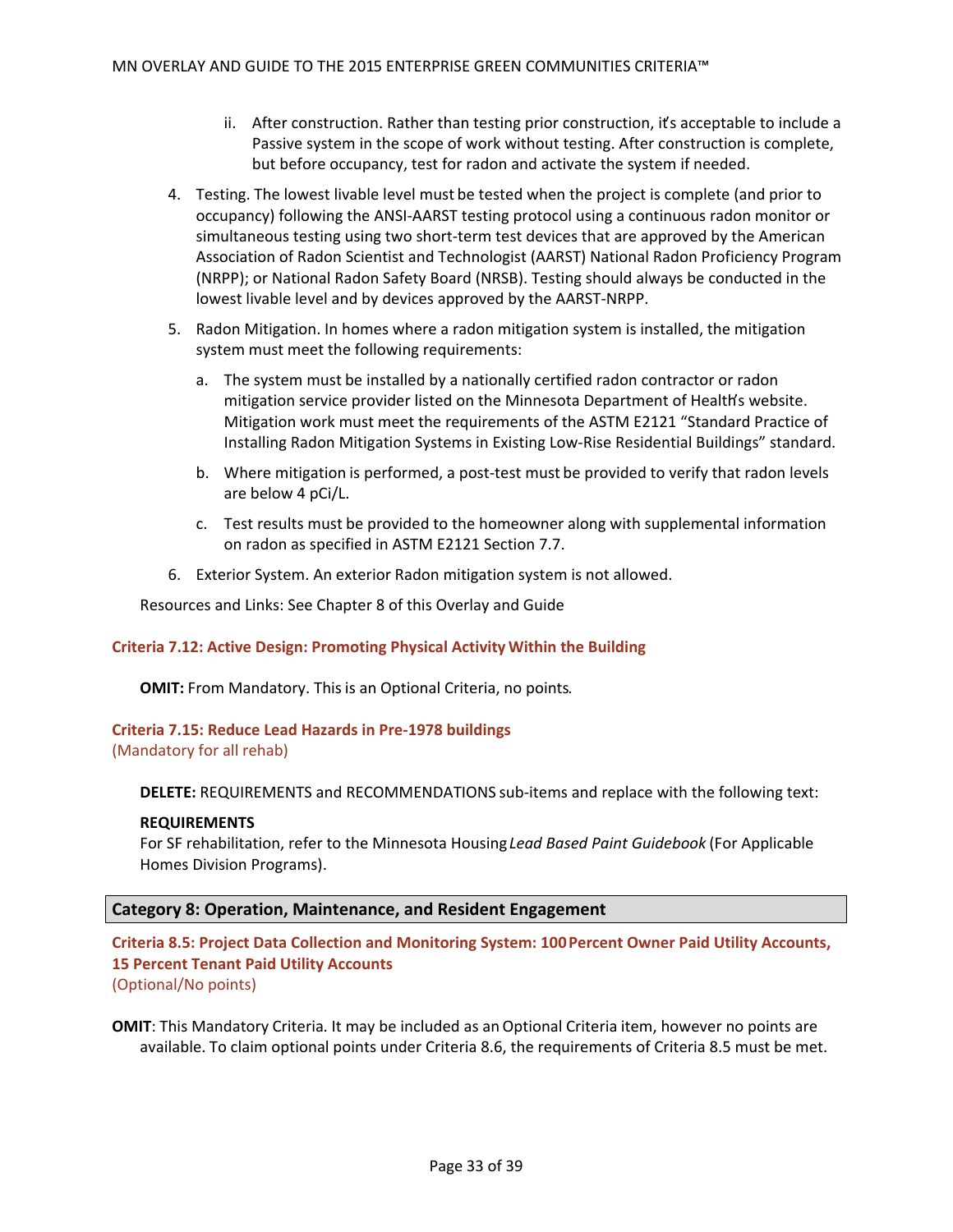ii. After construction. Rather than testing prior construction, it's acceptable to include a Passive system in the scope of work without testing. After construction is complete, but before occupancy, test for radon and activate the system if needed.

4. Testing. The lowest livable level must be tested when the project is complete (and prior to occupancy) following the ANSI-AARST testing protocol using a continuous radon monitor or simultaneous testing using two short-term test devices that are approved by the American Association of Radon Scientist and Technologist (AARST) National Radon Proficiency Program (NRPP); or National Radon Safety Board (NRSB). Testing should always be conducted in the lowest livable level and by devices approved by the AARST-NRPP.

5. Radon Mitigation. In homes where a radon mitigation system is installed, the mitigation system must meet the following requirements:

   a. The system must be installed by a nationally certified radon contractor or radon mitigation service provider listed on the Minnesota Department of Health's website. Mitigation work must meet the requirements of the ASTM E2121 "Standard Practice of Installing Radon Mitigation Systems in Existing Low-Rise Residential Buildings" standard.

   b. Where mitigation is performed, a post-test must be provided to verify that radon levels are below 4 pCi/L.

   c. Test results must be provided to the homeowner along with supplemental information on radon as specified in ASTM E2121 Section 7.7.

6. Exterior System. An exterior Radon mitigation system is not allowed.

Resources and Links: See Chapter 8 of this Overlay and Guide

### Criteria 7.12: Active Design: Promoting Physical Activity Within the Building

**OMIT:** From Mandatory. This is an Optional Criteria, no points.

### Criteria 7.15: Reduce Lead Hazards in Pre-1978 buildings
(Mandatory for all rehab)

**DELETE:** REQUIREMENTS and RECOMMENDATIONS sub-items and replace with the following text:

**REQUIREMENTS**
For SF rehabilitation, refer to the Minnesota Housing *Lead Based Paint Guidebook* (For Applicable Homes Division Programs).

## Category 8: Operation, Maintenance, and Resident Engagement

### Criteria 8.5: Project Data Collection and Monitoring System: 100 Percent Owner Paid Utility Accounts, 15 Percent Tenant Paid Utility Accounts
(Optional/No points)

**OMIT**: This Mandatory Criteria. It may be included as an Optional Criteria item, however no points are available. To claim optional points under Criteria 8.6, the requirements of Criteria 8.5 must be met.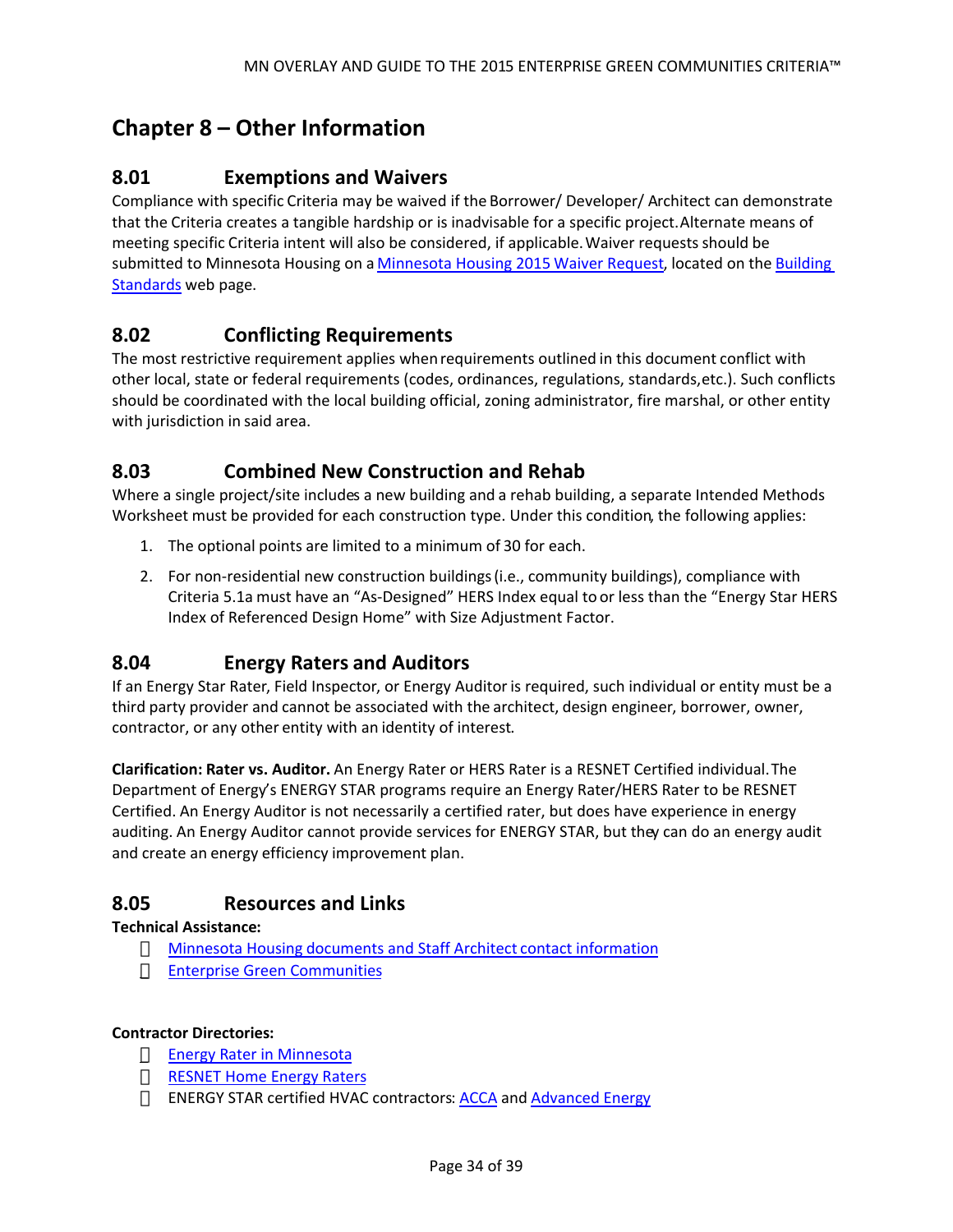# Chapter 8 – Other Information

## 8.01 Exemptions and Waivers

Compliance with specific Criteria may be waived if the Borrower/ Developer/ Architect can demonstrate that the Criteria creates a tangible hardship or is inadvisable for a specific project. Alternate means of meeting specific Criteria intent will also be considered, if applicable. Waiver requests should be submitted to Minnesota Housing on a Minnesota Housing 2015 Waiver Request, located on the Building Standards web page.

## 8.02 Conflicting Requirements

The most restrictive requirement applies when requirements outlined in this document conflict with other local, state or federal requirements (codes, ordinances, regulations, standards, etc.). Such conflicts should be coordinated with the local building official, zoning administrator, fire marshal, or other entity with jurisdiction in said area.

## 8.03 Combined New Construction and Rehab

Where a single project/site includes a new building and a rehab building, a separate Intended Methods Worksheet must be provided for each construction type. Under this condition, the following applies:

1. The optional points are limited to a minimum of 30 for each.
2. For non-residential new construction buildings (i.e., community buildings), compliance with Criteria 5.1a must have an "As-Designed" HERS Index equal to or less than the "Energy Star HERS Index of Referenced Design Home" with Size Adjustment Factor.

## 8.04 Energy Raters and Auditors

If an Energy Star Rater, Field Inspector, or Energy Auditor is required, such individual or entity must be a third party provider and cannot be associated with the architect, design engineer, borrower, owner, contractor, or any other entity with an identity of interest.

**Clarification: Rater vs. Auditor.** An Energy Rater or HERS Rater is a RESNET Certified individual. The Department of Energy's ENERGY STAR programs require an Energy Rater/HERS Rater to be RESNET Certified. An Energy Auditor is not necessarily a certified rater, but does have experience in energy auditing. An Energy Auditor cannot provide services for ENERGY STAR, but they can do an energy audit and create an energy efficiency improvement plan.

## 8.05 Resources and Links

**Technical Assistance:**

- Minnesota Housing documents and Staff Architect contact information
- Enterprise Green Communities

**Contractor Directories:**

- Energy Rater in Minnesota
- RESNET Home Energy Raters
- ENERGY STAR certified HVAC contractors: ACCA and Advanced Energy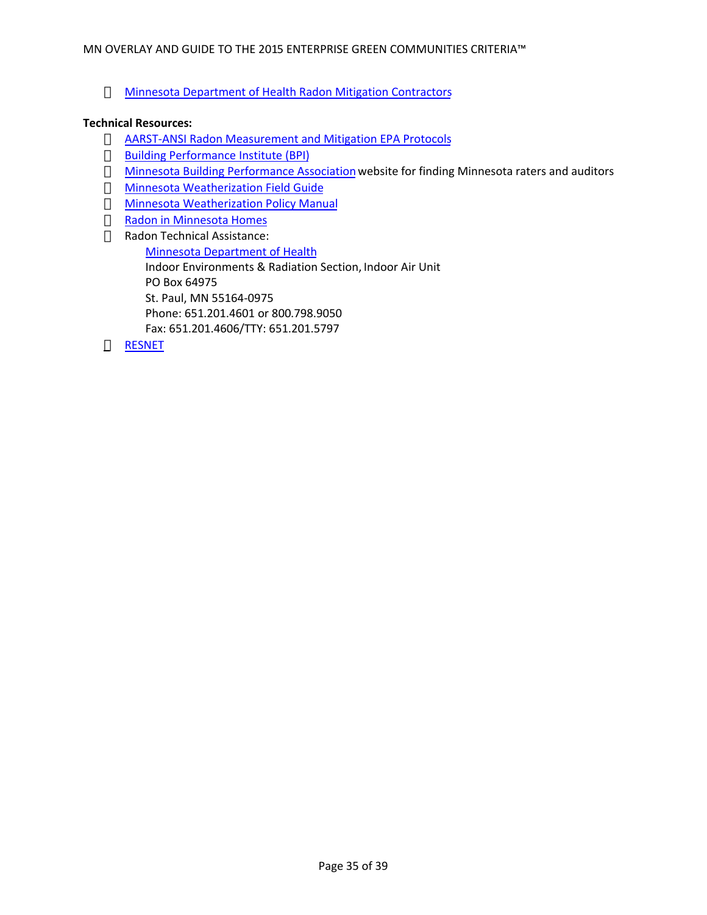- Minnesota Department of Health Radon Mitigation Contractors

**Technical Resources:**

- AARST-ANSI Radon Measurement and Mitigation EPA Protocols
- Building Performance Institute (BPI)
- Minnesota Building Performance Association website for finding Minnesota raters and auditors
- Minnesota Weatherization Field Guide
- Minnesota Weatherization Policy Manual
- Radon in Minnesota Homes
- Radon Technical Assistance:

  Minnesota Department of Health
  Indoor Environments & Radiation Section, Indoor Air Unit
  PO Box 64975
  St. Paul, MN 55164-0975
  Phone: 651.201.4601 or 800.798.9050
  Fax: 651.201.4606/TTY: 651.201.5797
- RESNET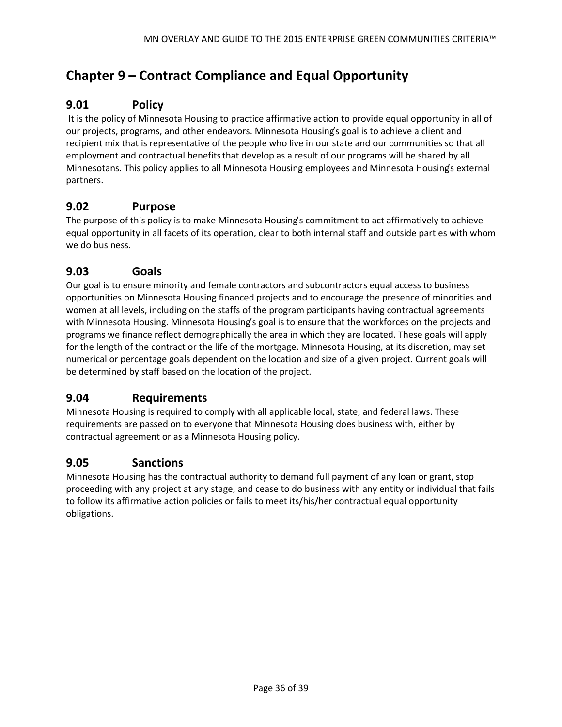# Chapter 9 – Contract Compliance and Equal Opportunity

## 9.01 Policy

It is the policy of Minnesota Housing to practice affirmative action to provide equal opportunity in all of our projects, programs, and other endeavors. Minnesota Housing's goal is to achieve a client and recipient mix that is representative of the people who live in our state and our communities so that all employment and contractual benefits that develop as a result of our programs will be shared by all Minnesotans. This policy applies to all Minnesota Housing employees and Minnesota Housing's external partners.

## 9.02 Purpose

The purpose of this policy is to make Minnesota Housing's commitment to act affirmatively to achieve equal opportunity in all facets of its operation, clear to both internal staff and outside parties with whom we do business.

## 9.03 Goals

Our goal is to ensure minority and female contractors and subcontractors equal access to business opportunities on Minnesota Housing financed projects and to encourage the presence of minorities and women at all levels, including on the staffs of the program participants having contractual agreements with Minnesota Housing. Minnesota Housing's goal is to ensure that the workforces on the projects and programs we finance reflect demographically the area in which they are located. These goals will apply for the length of the contract or the life of the mortgage. Minnesota Housing, at its discretion, may set numerical or percentage goals dependent on the location and size of a given project. Current goals will be determined by staff based on the location of the project.

## 9.04 Requirements

Minnesota Housing is required to comply with all applicable local, state, and federal laws. These requirements are passed on to everyone that Minnesota Housing does business with, either by contractual agreement or as a Minnesota Housing policy.

## 9.05 Sanctions

Minnesota Housing has the contractual authority to demand full payment of any loan or grant, stop proceeding with any project at any stage, and cease to do business with any entity or individual that fails to follow its affirmative action policies or fails to meet its/his/her contractual equal opportunity obligations.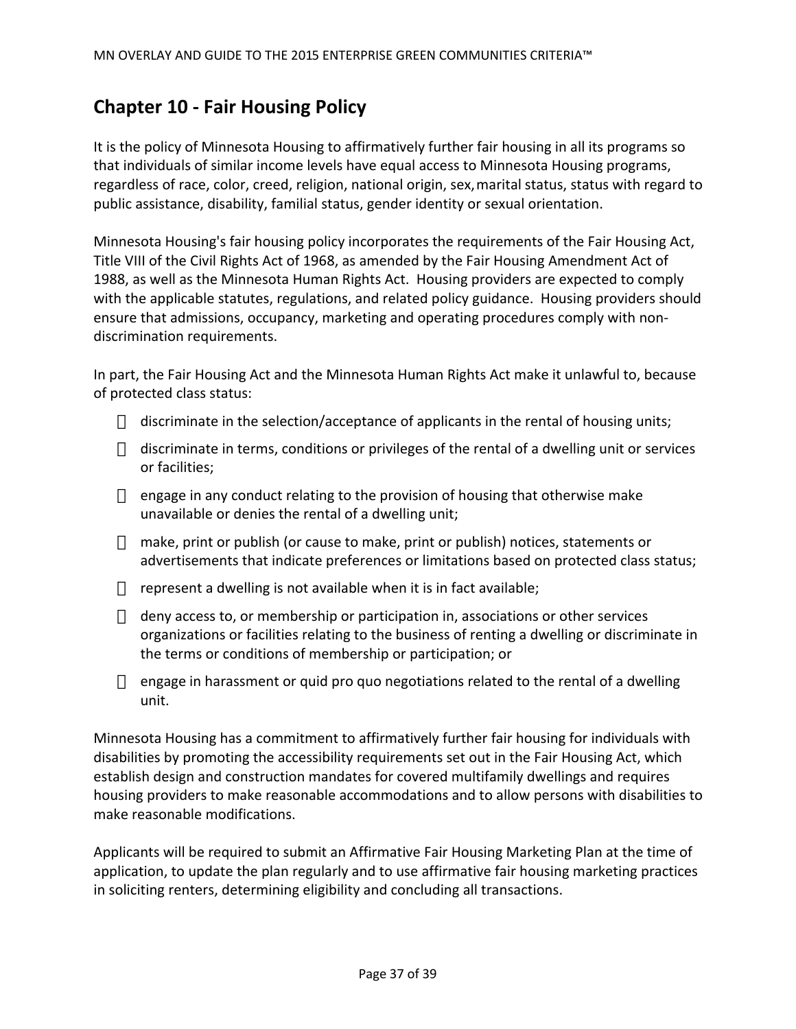## Chapter 10 - Fair Housing Policy

It is the policy of Minnesota Housing to affirmatively further fair housing in all its programs so that individuals of similar income levels have equal access to Minnesota Housing programs, regardless of race, color, creed, religion, national origin, sex, marital status, status with regard to public assistance, disability, familial status, gender identity or sexual orientation.

Minnesota Housing's fair housing policy incorporates the requirements of the Fair Housing Act, Title VIII of the Civil Rights Act of 1968, as amended by the Fair Housing Amendment Act of 1988, as well as the Minnesota Human Rights Act. Housing providers are expected to comply with the applicable statutes, regulations, and related policy guidance. Housing providers should ensure that admissions, occupancy, marketing and operating procedures comply with non-discrimination requirements.

In part, the Fair Housing Act and the Minnesota Human Rights Act make it unlawful to, because of protected class status:

- discriminate in the selection/acceptance of applicants in the rental of housing units;
- discriminate in terms, conditions or privileges of the rental of a dwelling unit or services or facilities;
- engage in any conduct relating to the provision of housing that otherwise make unavailable or denies the rental of a dwelling unit;
- make, print or publish (or cause to make, print or publish) notices, statements or advertisements that indicate preferences or limitations based on protected class status;
- represent a dwelling is not available when it is in fact available;
- deny access to, or membership or participation in, associations or other services organizations or facilities relating to the business of renting a dwelling or discriminate in the terms or conditions of membership or participation; or
- engage in harassment or quid pro quo negotiations related to the rental of a dwelling unit.

Minnesota Housing has a commitment to affirmatively further fair housing for individuals with disabilities by promoting the accessibility requirements set out in the Fair Housing Act, which establish design and construction mandates for covered multifamily dwellings and requires housing providers to make reasonable accommodations and to allow persons with disabilities to make reasonable modifications.

Applicants will be required to submit an Affirmative Fair Housing Marketing Plan at the time of application, to update the plan regularly and to use affirmative fair housing marketing practices in soliciting renters, determining eligibility and concluding all transactions.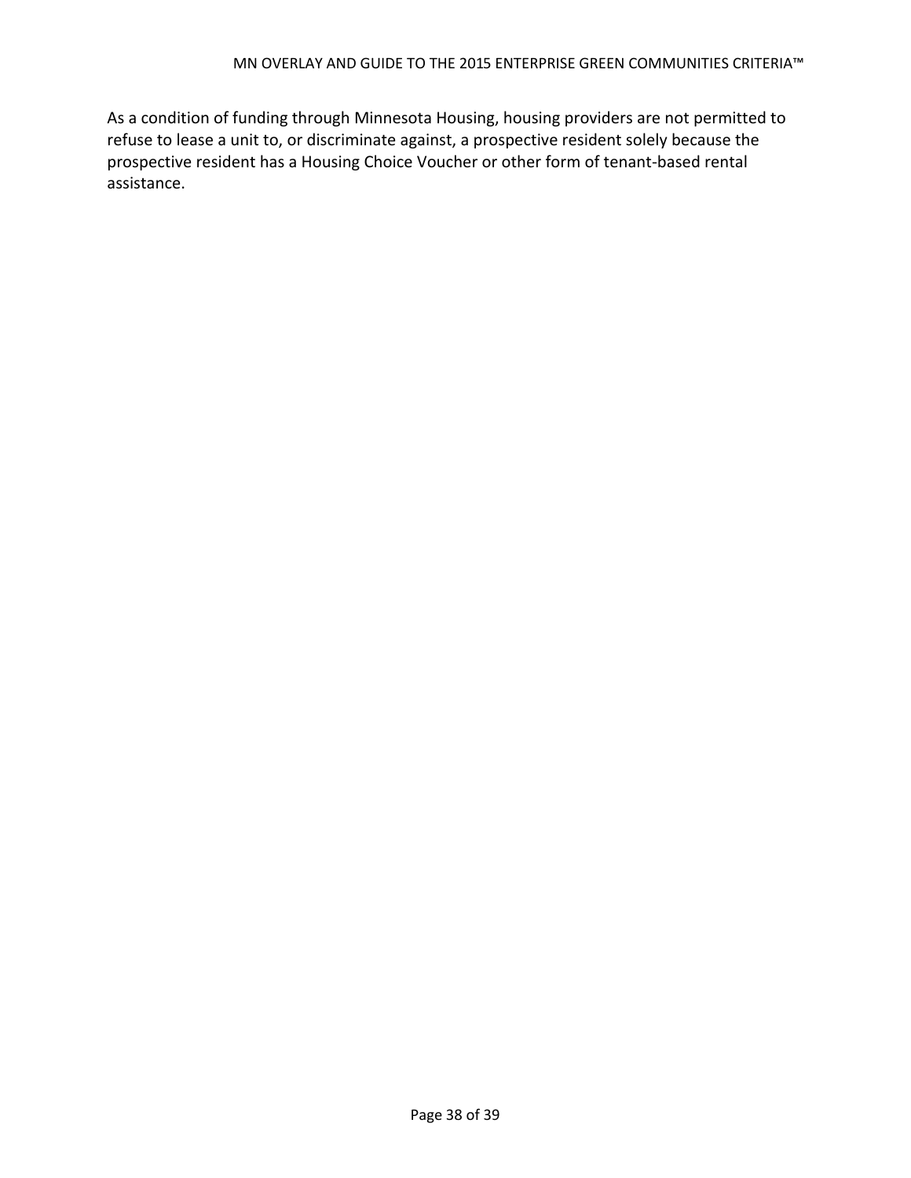As a condition of funding through Minnesota Housing, housing providers are not permitted to refuse to lease a unit to, or discriminate against, a prospective resident solely because the prospective resident has a Housing Choice Voucher or other form of tenant-based rental assistance.